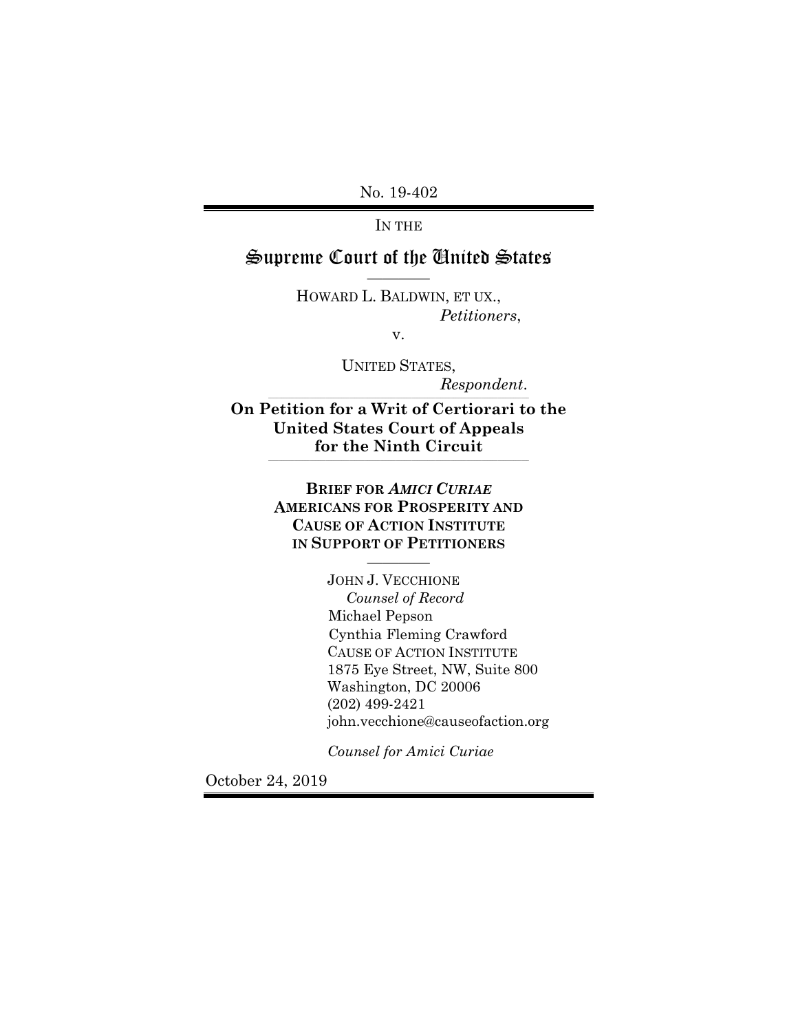No. 19-402

IN THE

# Supreme Court of the United States

HOWARD L. BALDWIN, ET UX.,
*Petitioners*,

v.

UNITED STATES,
*Respondent*.

**On Petition for a Writ of Certiorari to the United States Court of Appeals for the Ninth Circuit**

**BRIEF FOR *AMICI CURIAE* AMERICANS FOR PROSPERITY AND CAUSE OF ACTION INSTITUTE IN SUPPORT OF PETITIONERS**

JOHN J. VECCHIONE
*Counsel of Record*
Michael Pepson
Cynthia Fleming Crawford
CAUSE OF ACTION INSTITUTE
1875 Eye Street, NW, Suite 800
Washington, DC 20006
(202) 499-2421
john.vecchione@causeofaction.org

*Counsel for Amici Curiae*

October 24, 2019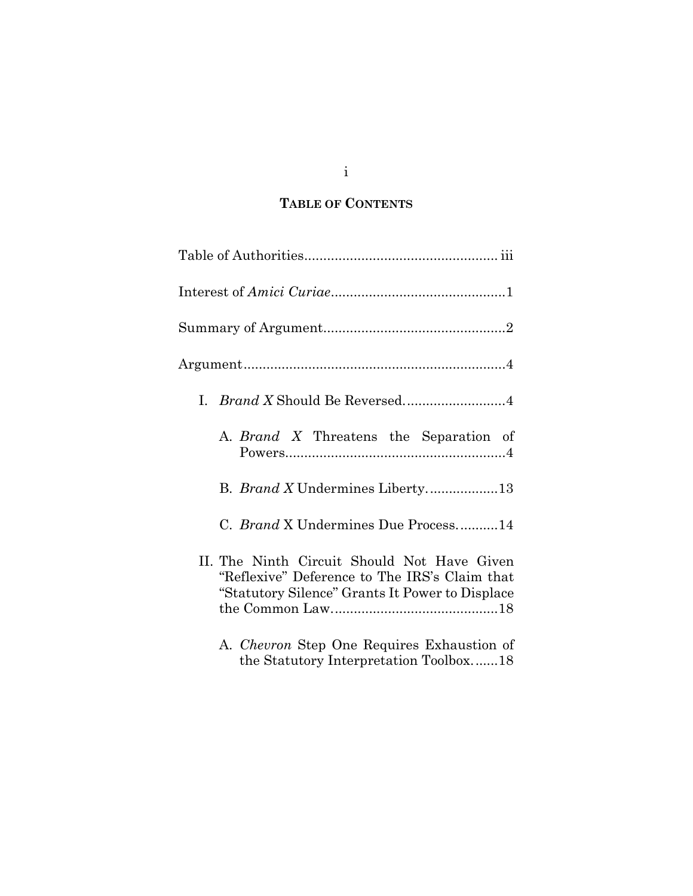## TABLE OF CONTENTS

Table of Authorities .................................................. iii

Interest of *Amici Curiae* ............................................. 1

Summary of Argument ................................................ 2

Argument ..................................................................... 4

I. *Brand X* Should Be Reversed. .......................... 4

   A. *Brand X* Threatens the Separation of Powers .......................................................... 4

   B. *Brand X* Undermines Liberty. .................. 13

   C. *Brand* X Undermines Due Process. .......... 14

II. The Ninth Circuit Should Not Have Given "Reflexive" Deference to The IRS's Claim that "Statutory Silence" Grants It Power to Displace the Common Law ........................................... 18

   A. *Chevron* Step One Requires Exhaustion of the Statutory Interpretation Toolbox. ...... 18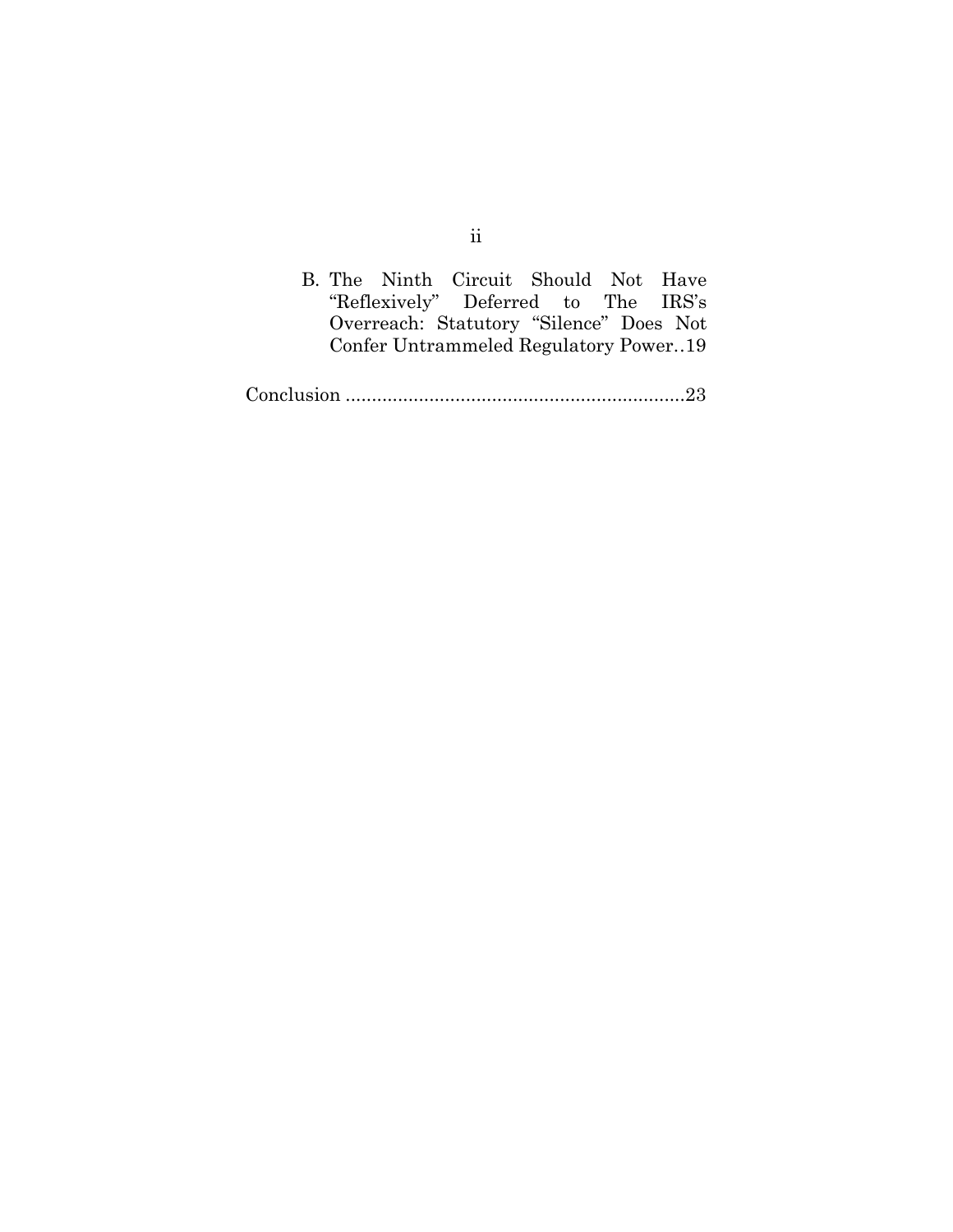B. The Ninth Circuit Should Not Have "Reflexively" Deferred to The IRS's Overreach: Statutory "Silence" Does Not Confer Untrammeled Regulatory Power..19

Conclusion ..................................................................23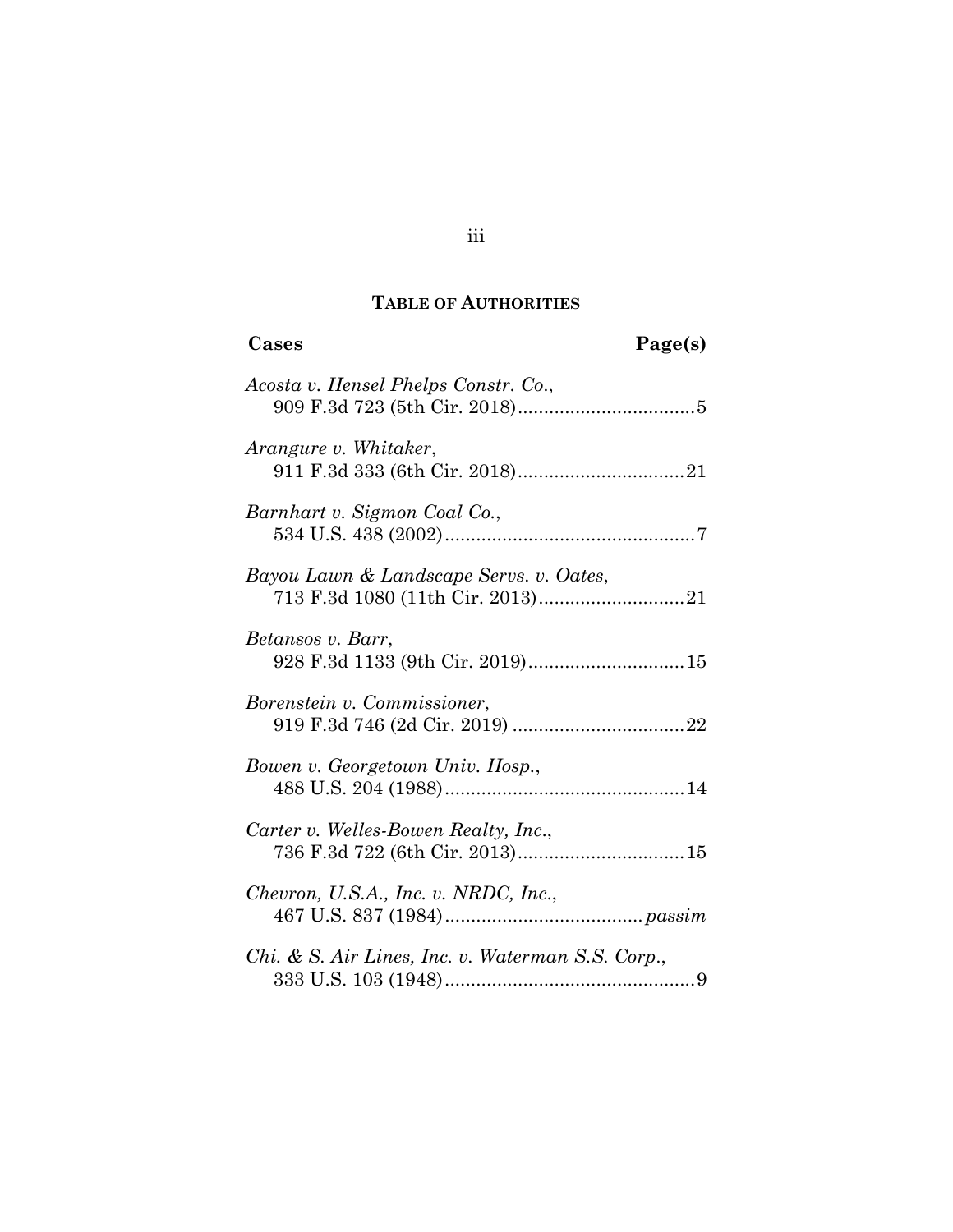## TABLE OF AUTHORITIES

**Cases** **Page(s)**

*Acosta v. Hensel Phelps Constr. Co.*,
909 F.3d 723 (5th Cir. 2018)..................................5

*Arangure v. Whitaker*,
911 F.3d 333 (6th Cir. 2018)................................21

*Barnhart v. Sigmon Coal Co.*,
534 U.S. 438 (2002)................................................7

*Bayou Lawn & Landscape Servs. v. Oates*,
713 F.3d 1080 (11th Cir. 2013)............................21

*Betansos v. Barr*,
928 F.3d 1133 (9th Cir. 2019)..............................15

*Borenstein v. Commissioner*,
919 F.3d 746 (2d Cir. 2019) .................................22

*Bowen v. Georgetown Univ. Hosp.*,
488 U.S. 204 (1988)..............................................14

*Carter v. Welles-Bowen Realty, Inc.*,
736 F.3d 722 (6th Cir. 2013)................................15

*Chevron, U.S.A., Inc. v. NRDC, Inc.*,
467 U.S. 837 (1984)...................................... *passim*

*Chi. & S. Air Lines, Inc. v. Waterman S.S. Corp.*,
333 U.S. 103 (1948)................................................9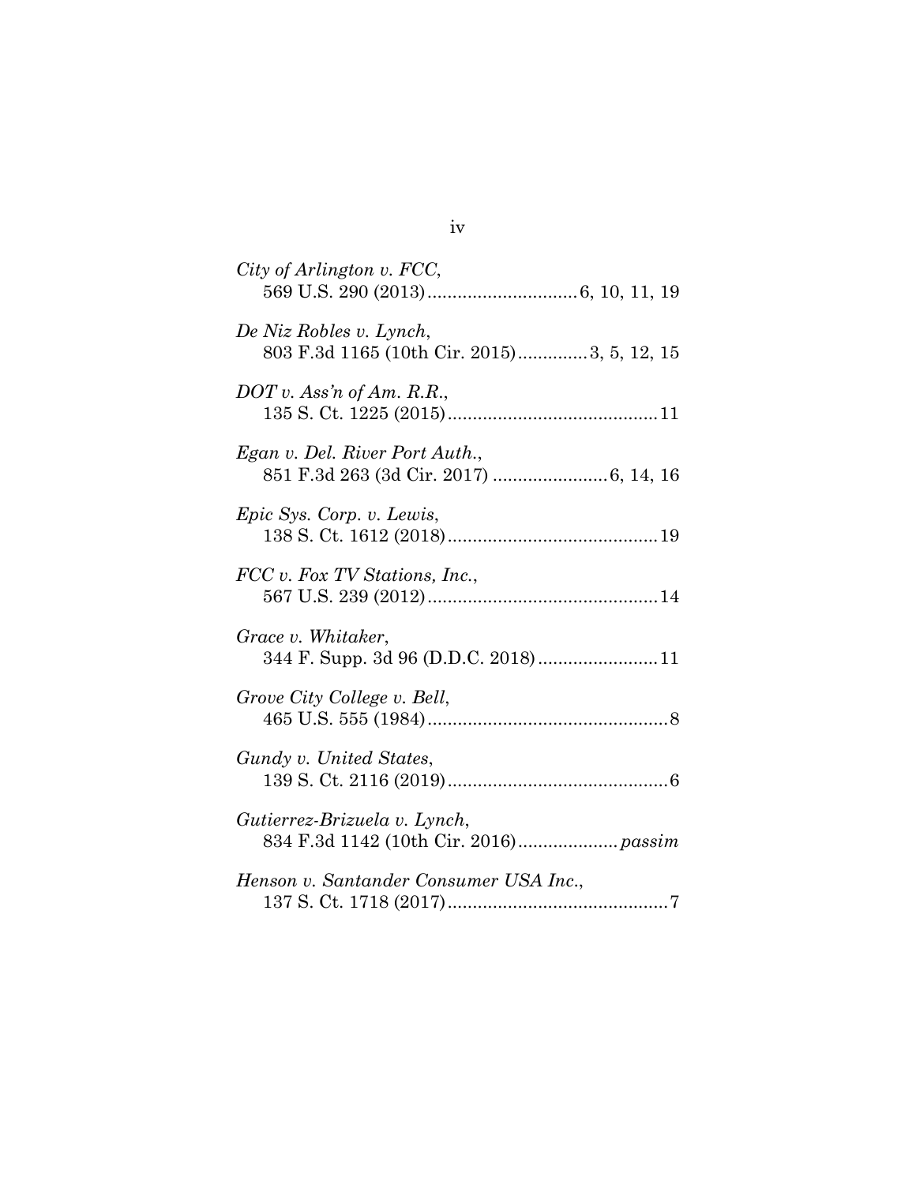*City of Arlington v. FCC*,
569 U.S. 290 (2013)............................6, 10, 11, 19

*De Niz Robles v. Lynch*,
803 F.3d 1165 (10th Cir. 2015).............3, 5, 12, 15

*DOT v. Ass'n of Am. R.R.*,
135 S. Ct. 1225 (2015).........................................11

*Egan v. Del. River Port Auth.*,
851 F.3d 263 (3d Cir. 2017) ......................6, 14, 16

*Epic Sys. Corp. v. Lewis*,
138 S. Ct. 1612 (2018).........................................19

*FCC v. Fox TV Stations, Inc.*,
567 U.S. 239 (2012).............................................14

*Grace v. Whitaker*,
344 F. Supp. 3d 96 (D.D.C. 2018).......................11

*Grove City College v. Bell*,
465 U.S. 555 (1984)...............................................8

*Gundy v. United States*,
139 S. Ct. 2116 (2019)...........................................6

*Gutierrez-Brizuela v. Lynch*,
834 F.3d 1142 (10th Cir. 2016)...................*passim*

*Henson v. Santander Consumer USA Inc.*,
137 S. Ct. 1718 (2017)...........................................7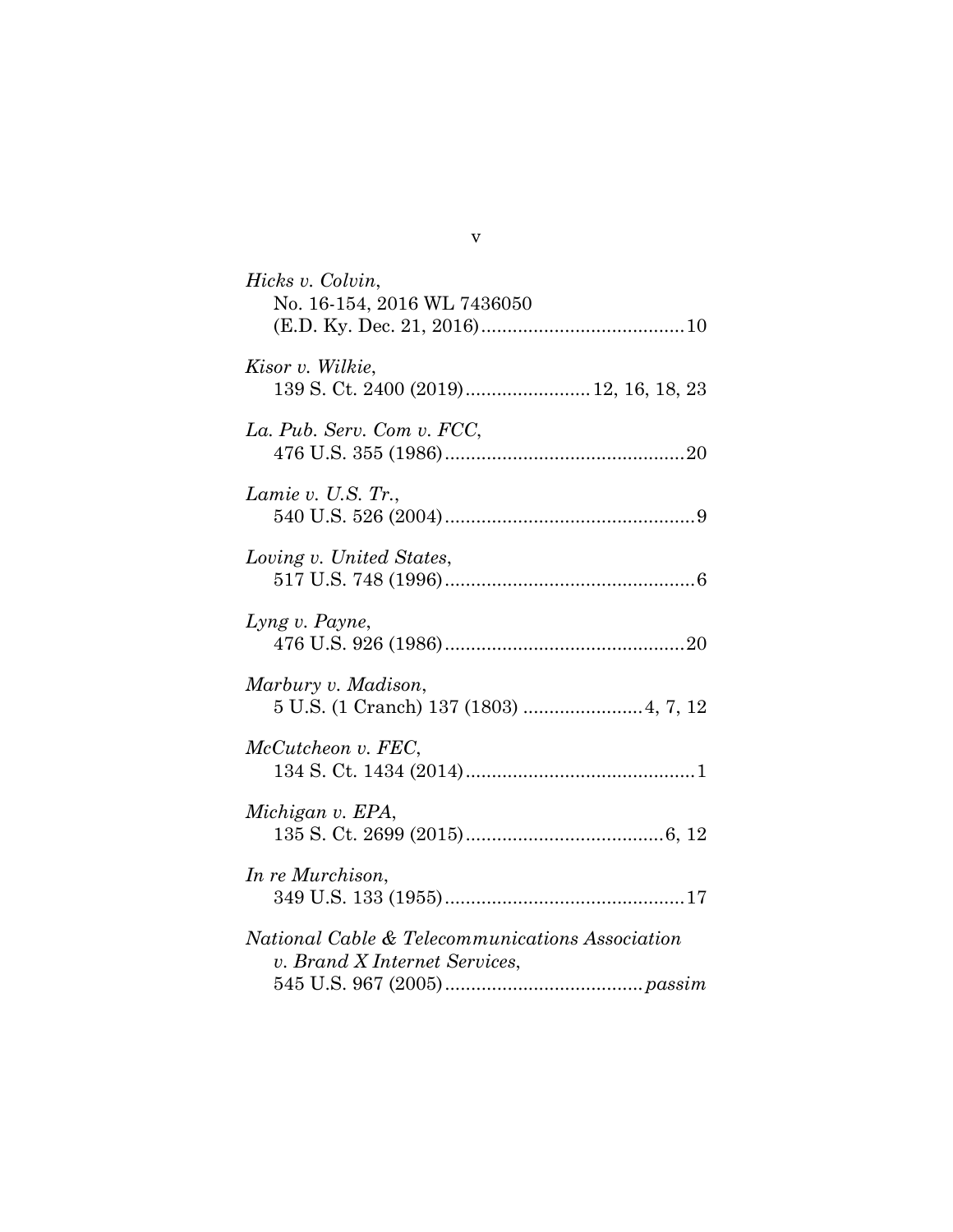*Hicks v. Colvin*,
No. 16-154, 2016 WL 7436050
(E.D. Ky. Dec. 21, 2016).......................................10

*Kisor v. Wilkie*,
139 S. Ct. 2400 (2019)........................12, 16, 18, 23

*La. Pub. Serv. Com v. FCC*,
476 U.S. 355 (1986)..............................................20

*Lamie v. U.S. Tr.*,
540 U.S. 526 (2004)................................................9

*Loving v. United States*,
517 U.S. 748 (1996)................................................6

*Lyng v. Payne*,
476 U.S. 926 (1986)..............................................20

*Marbury v. Madison*,
5 U.S. (1 Cranch) 137 (1803) .......................4, 7, 12

*McCutcheon v. FEC*,
134 S. Ct. 1434 (2014)............................................1

*Michigan v. EPA*,
135 S. Ct. 2699 (2015)......................................6, 12

*In re Murchison*,
349 U.S. 133 (1955)..............................................17

*National Cable & Telecommunications Association v. Brand X Internet Services*,
545 U.S. 967 (2005)......................................*passim*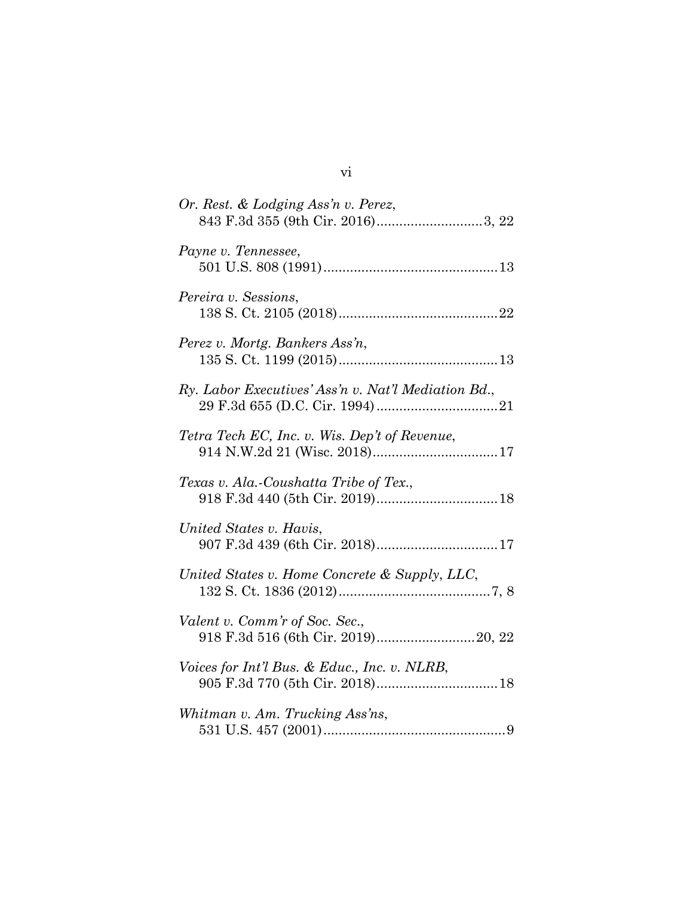*Or. Rest. & Lodging Ass'n v. Perez*,
843 F.3d 355 (9th Cir. 2016)............................3, 22

*Payne v. Tennessee*,
501 U.S. 808 (1991)..............................................13

*Pereira v. Sessions*,
138 S. Ct. 2105 (2018)..........................................22

*Perez v. Mortg. Bankers Ass'n*,
135 S. Ct. 1199 (2015)..........................................13

*Ry. Labor Executives' Ass'n v. Nat'l Mediation Bd.*,
29 F.3d 655 (D.C. Cir. 1994)................................21

*Tetra Tech EC, Inc. v. Wis. Dep't of Revenue*,
914 N.W.2d 21 (Wisc. 2018).................................17

*Texas v. Ala.-Coushatta Tribe of Tex.*,
918 F.3d 440 (5th Cir. 2019)................................18

*United States v. Havis*,
907 F.3d 439 (6th Cir. 2018)................................17

*United States v. Home Concrete & Supply, LLC*,
132 S. Ct. 1836 (2012)........................................7, 8

*Valent v. Comm'r of Soc. Sec.*,
918 F.3d 516 (6th Cir. 2019)..........................20, 22

*Voices for Int'l Bus. & Educ., Inc. v. NLRB*,
905 F.3d 770 (5th Cir. 2018)................................18

*Whitman v. Am. Trucking Ass'ns*,
531 U.S. 457 (2001)................................................9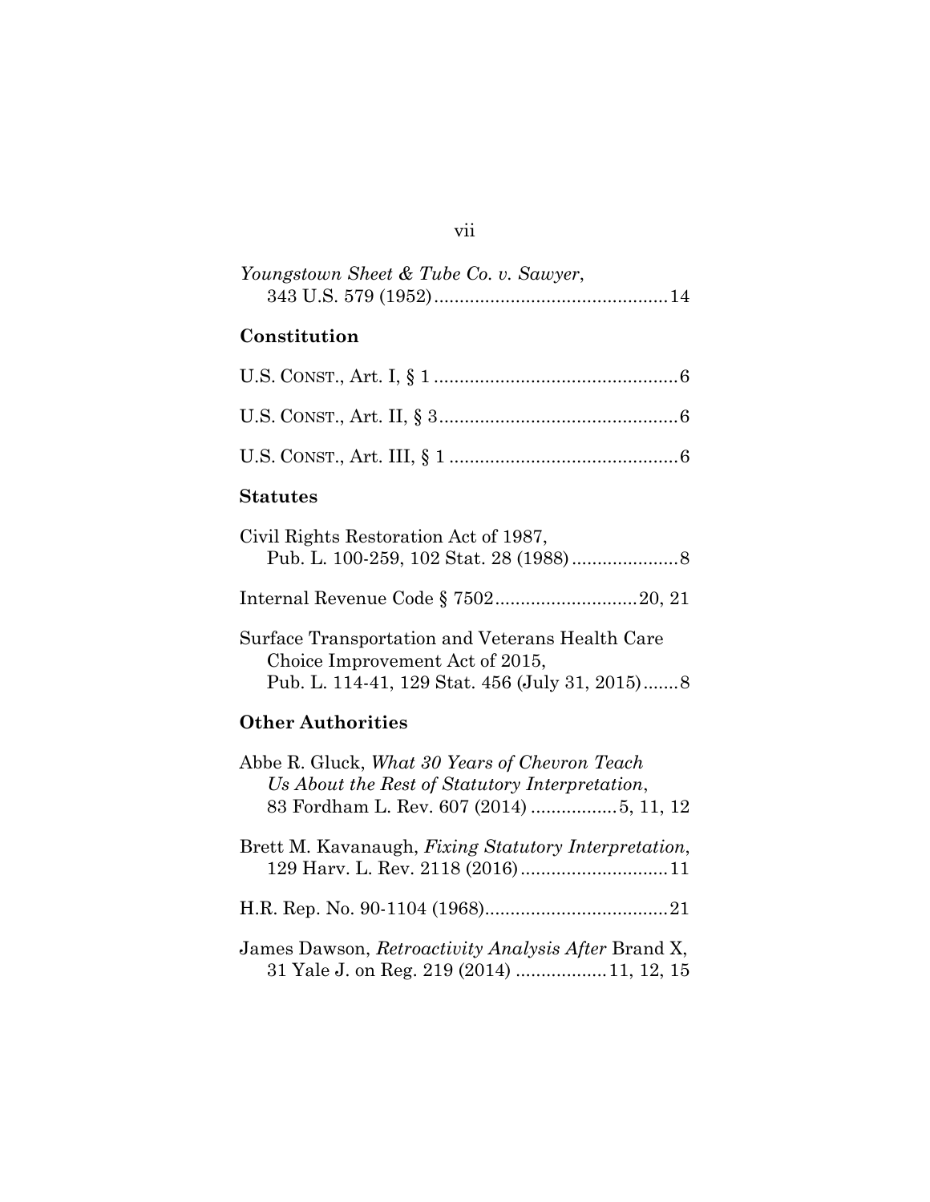*Youngstown Sheet & Tube Co. v. Sawyer*, 343 U.S. 579 (1952) .............................................14

## Constitution

U.S. CONST., Art. I, § 1 ................................................6

U.S. CONST., Art. II, § 3...............................................6

U.S. CONST., Art. III, § 1 .............................................6

## Statutes

Civil Rights Restoration Act of 1987, Pub. L. 100-259, 102 Stat. 28 (1988) .....................8

Internal Revenue Code § 7502............................20, 21

Surface Transportation and Veterans Health Care Choice Improvement Act of 2015, Pub. L. 114-41, 129 Stat. 456 (July 31, 2015).......8

## Other Authorities

Abbe R. Gluck, *What 30 Years of Chevron Teach Us About the Rest of Statutory Interpretation*, 83 Fordham L. Rev. 607 (2014) .................5, 11, 12

Brett M. Kavanaugh, *Fixing Statutory Interpretation*, 129 Harv. L. Rev. 2118 (2016).............................11

H.R. Rep. No. 90-1104 (1968)....................................21

James Dawson, *Retroactivity Analysis After* Brand X, 31 Yale J. on Reg. 219 (2014) .................11, 12, 15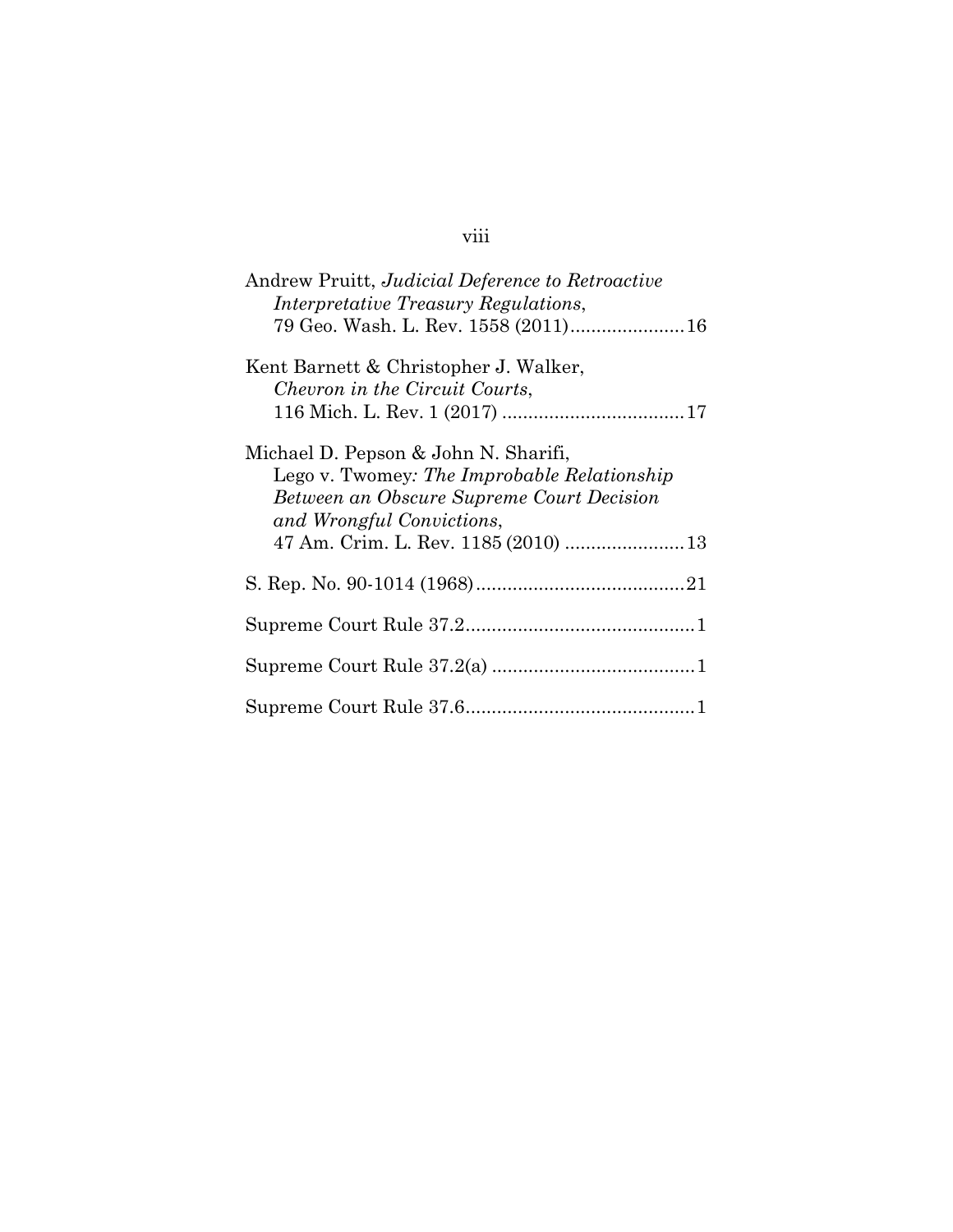Andrew Pruitt, *Judicial Deference to Retroactive Interpretative Treasury Regulations*, 79 Geo. Wash. L. Rev. 1558 (2011) ...................... 16

Kent Barnett & Christopher J. Walker, *Chevron in the Circuit Courts*, 116 Mich. L. Rev. 1 (2017) ................................... 17

Michael D. Pepson & John N. Sharifi, Lego v. Twomey*: The Improbable Relationship Between an Obscure Supreme Court Decision and Wrongful Convictions*, 47 Am. Crim. L. Rev. 1185 (2010) ....................... 13

S. Rep. No. 90-1014 (1968) ........................................ 21

Supreme Court Rule 37.2 ............................................ 1

Supreme Court Rule 37.2(a) ....................................... 1

Supreme Court Rule 37.6 ............................................ 1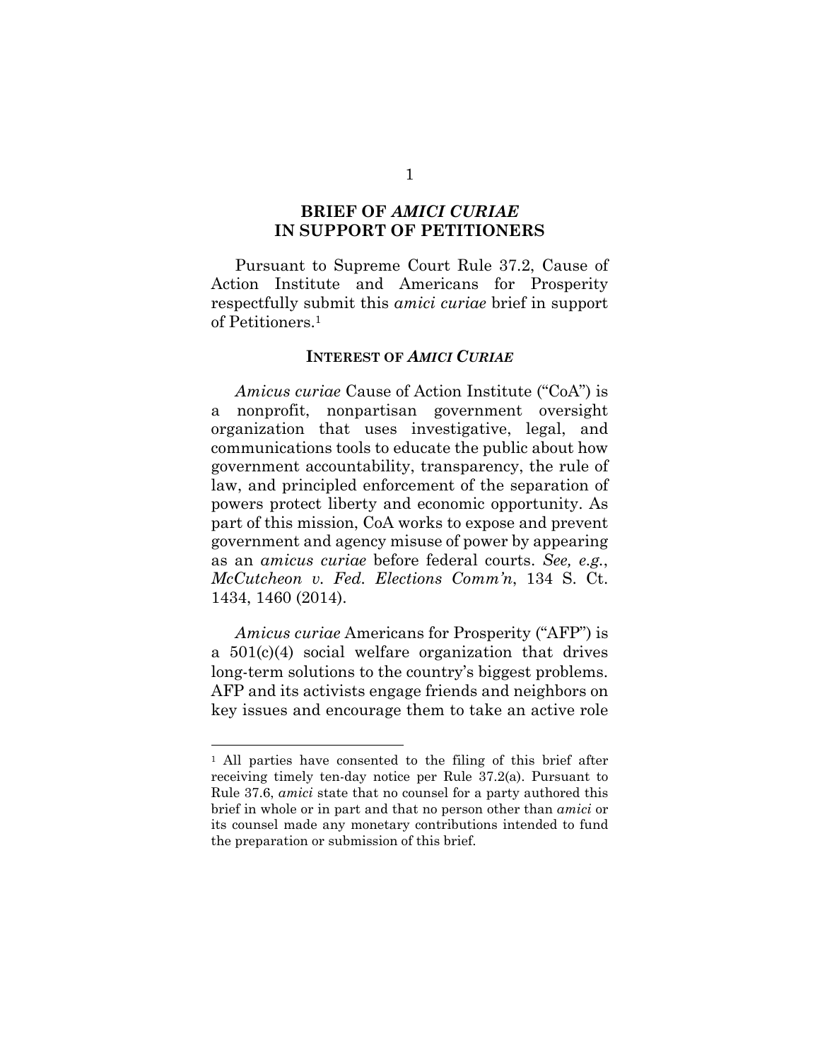# BRIEF OF *AMICI CURIAE* IN SUPPORT OF PETITIONERS

Pursuant to Supreme Court Rule 37.2, Cause of Action Institute and Americans for Prosperity respectfully submit this *amici curiae* brief in support of Petitioners.[1]

## INTEREST OF *AMICI CURIAE*

*Amicus curiae* Cause of Action Institute ("CoA") is a nonprofit, nonpartisan government oversight organization that uses investigative, legal, and communications tools to educate the public about how government accountability, transparency, the rule of law, and principled enforcement of the separation of powers protect liberty and economic opportunity. As part of this mission, CoA works to expose and prevent government and agency misuse of power by appearing as an *amicus curiae* before federal courts. *See, e.g.*, *McCutcheon v. Fed. Elections Comm'n*, 134 S. Ct. 1434, 1460 (2014).

*Amicus curiae* Americans for Prosperity ("AFP") is a 501(c)(4) social welfare organization that drives long-term solutions to the country's biggest problems. AFP and its activists engage friends and neighbors on key issues and encourage them to take an active role

---

[1] All parties have consented to the filing of this brief after receiving timely ten-day notice per Rule 37.2(a). Pursuant to Rule 37.6, *amici* state that no counsel for a party authored this brief in whole or in part and that no person other than *amici* or its counsel made any monetary contributions intended to fund the preparation or submission of this brief.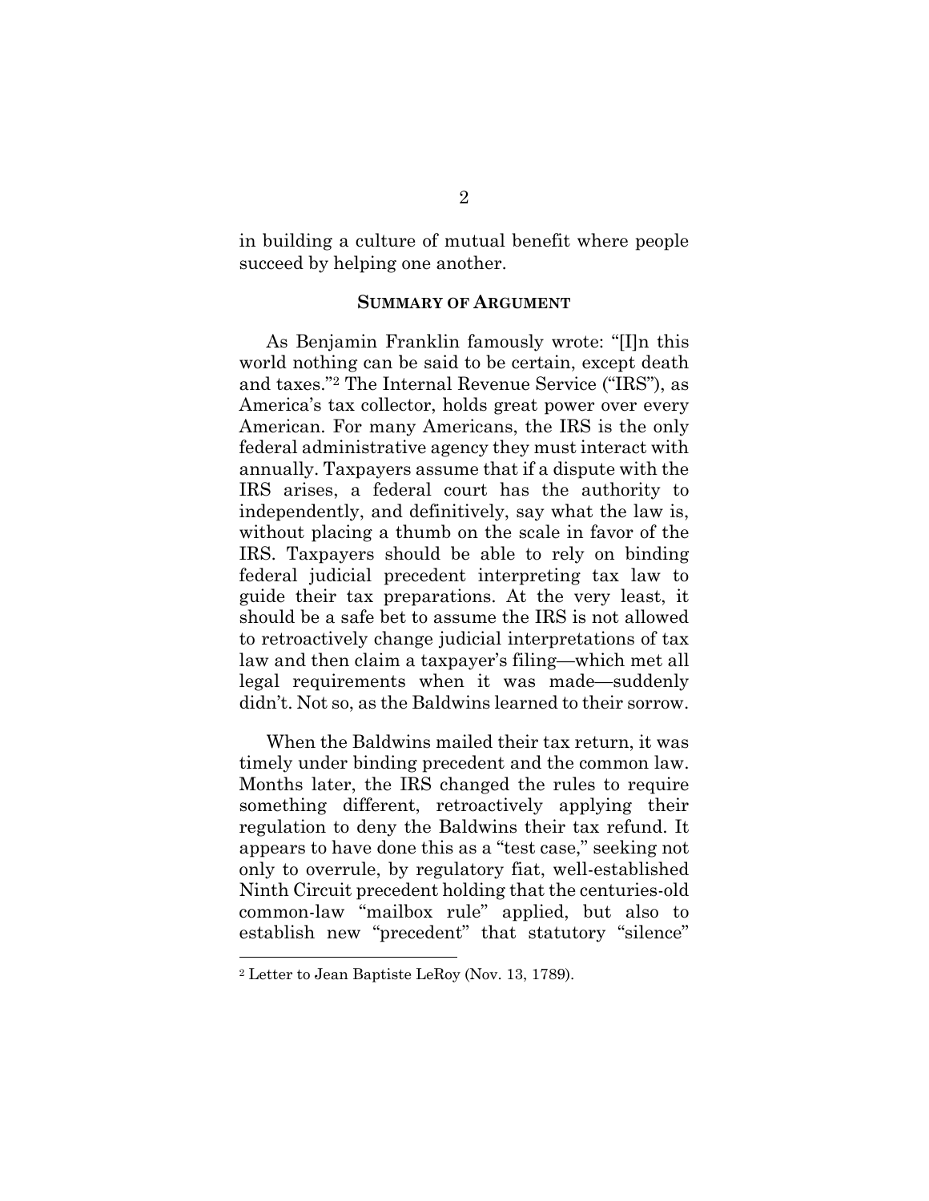in building a culture of mutual benefit where people succeed by helping one another.

## SUMMARY OF ARGUMENT

As Benjamin Franklin famously wrote: "[I]n this world nothing can be said to be certain, except death and taxes."[2] The Internal Revenue Service ("IRS"), as America's tax collector, holds great power over every American. For many Americans, the IRS is the only federal administrative agency they must interact with annually. Taxpayers assume that if a dispute with the IRS arises, a federal court has the authority to independently, and definitively, say what the law is, without placing a thumb on the scale in favor of the IRS. Taxpayers should be able to rely on binding federal judicial precedent interpreting tax law to guide their tax preparations. At the very least, it should be a safe bet to assume the IRS is not allowed to retroactively change judicial interpretations of tax law and then claim a taxpayer's filing—which met all legal requirements when it was made—suddenly didn't. Not so, as the Baldwins learned to their sorrow.

When the Baldwins mailed their tax return, it was timely under binding precedent and the common law. Months later, the IRS changed the rules to require something different, retroactively applying their regulation to deny the Baldwins their tax refund. It appears to have done this as a "test case," seeking not only to overrule, by regulatory fiat, well-established Ninth Circuit precedent holding that the centuries-old common-law "mailbox rule" applied, but also to establish new "precedent" that statutory "silence"

[2] Letter to Jean Baptiste LeRoy (Nov. 13, 1789).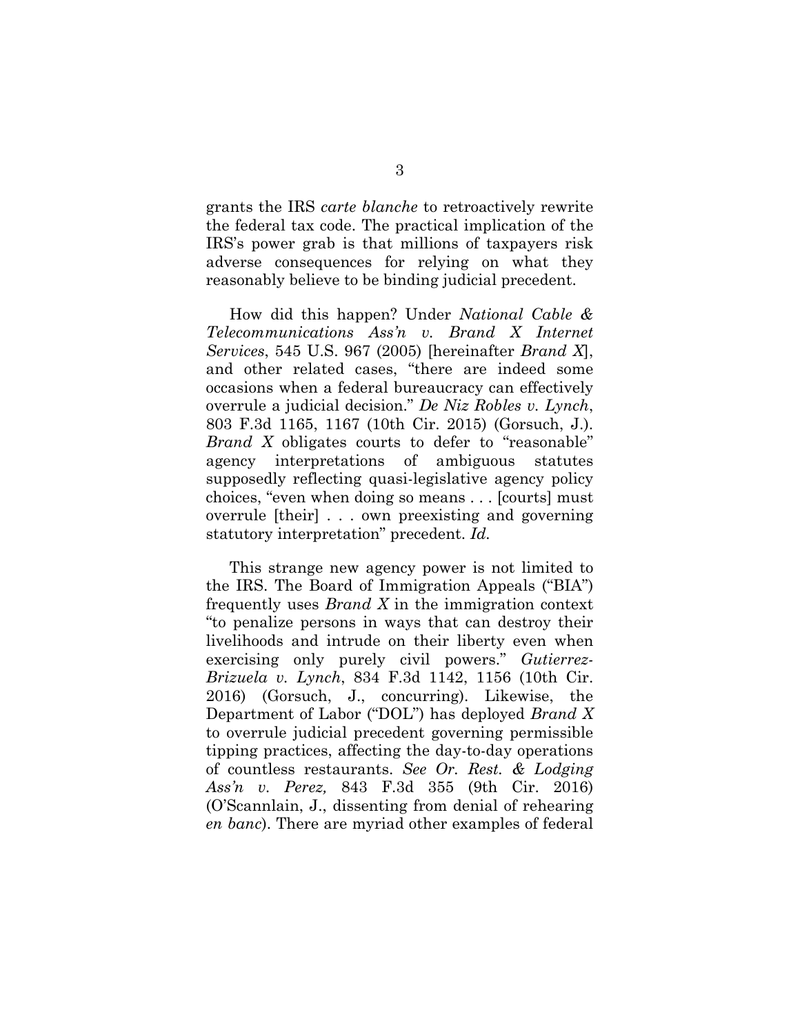grants the IRS *carte blanche* to retroactively rewrite the federal tax code. The practical implication of the IRS's power grab is that millions of taxpayers risk adverse consequences for relying on what they reasonably believe to be binding judicial precedent.

How did this happen? Under *National Cable & Telecommunications Ass'n v. Brand X Internet Services*, 545 U.S. 967 (2005) [hereinafter *Brand X*], and other related cases, "there are indeed some occasions when a federal bureaucracy can effectively overrule a judicial decision." *De Niz Robles v. Lynch*, 803 F.3d 1165, 1167 (10th Cir. 2015) (Gorsuch, J.). *Brand X* obligates courts to defer to "reasonable" agency interpretations of ambiguous statutes supposedly reflecting quasi-legislative agency policy choices, "even when doing so means . . . [courts] must overrule [their] . . . own preexisting and governing statutory interpretation" precedent. *Id.*

This strange new agency power is not limited to the IRS. The Board of Immigration Appeals ("BIA") frequently uses *Brand X* in the immigration context "to penalize persons in ways that can destroy their livelihoods and intrude on their liberty even when exercising only purely civil powers." *Gutierrez-Brizuela v. Lynch*, 834 F.3d 1142, 1156 (10th Cir. 2016) (Gorsuch, J., concurring). Likewise, the Department of Labor ("DOL") has deployed *Brand X* to overrule judicial precedent governing permissible tipping practices, affecting the day-to-day operations of countless restaurants. *See Or. Rest. & Lodging Ass'n v. Perez,* 843 F.3d 355 (9th Cir. 2016) (O'Scannlain, J., dissenting from denial of rehearing *en banc*). There are myriad other examples of federal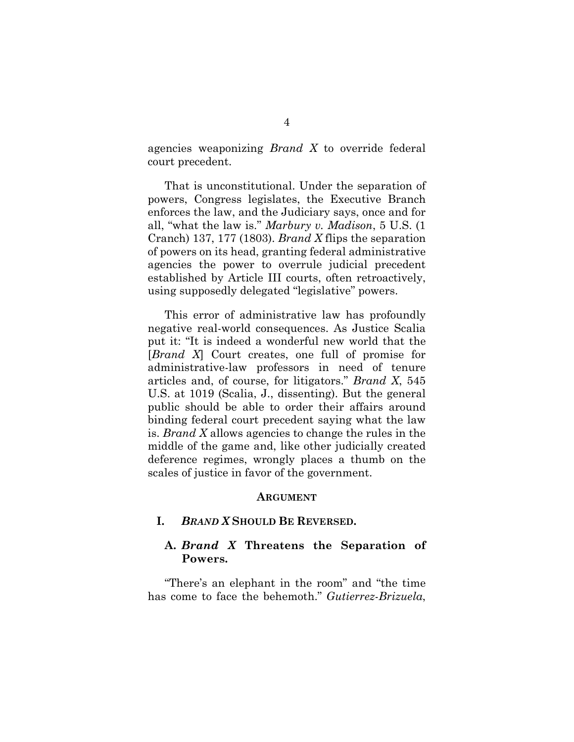agencies weaponizing *Brand X* to override federal court precedent.

That is unconstitutional. Under the separation of powers, Congress legislates, the Executive Branch enforces the law, and the Judiciary says, once and for all, "what the law is." *Marbury v. Madison*, 5 U.S. (1 Cranch) 137, 177 (1803). *Brand X* flips the separation of powers on its head, granting federal administrative agencies the power to overrule judicial precedent established by Article III courts, often retroactively, using supposedly delegated "legislative" powers.

This error of administrative law has profoundly negative real-world consequences. As Justice Scalia put it: "It is indeed a wonderful new world that the [*Brand X*] Court creates, one full of promise for administrative-law professors in need of tenure articles and, of course, for litigators." *Brand X*, 545 U.S. at 1019 (Scalia, J., dissenting). But the general public should be able to order their affairs around binding federal court precedent saying what the law is. *Brand X* allows agencies to change the rules in the middle of the game and, like other judicially created deference regimes, wrongly places a thumb on the scales of justice in favor of the government.

## ARGUMENT

### I. *BRAND X* SHOULD BE REVERSED.

#### A. *Brand X* Threatens the Separation of Powers.

"There's an elephant in the room" and "the time has come to face the behemoth." *Gutierrez-Brizuela*,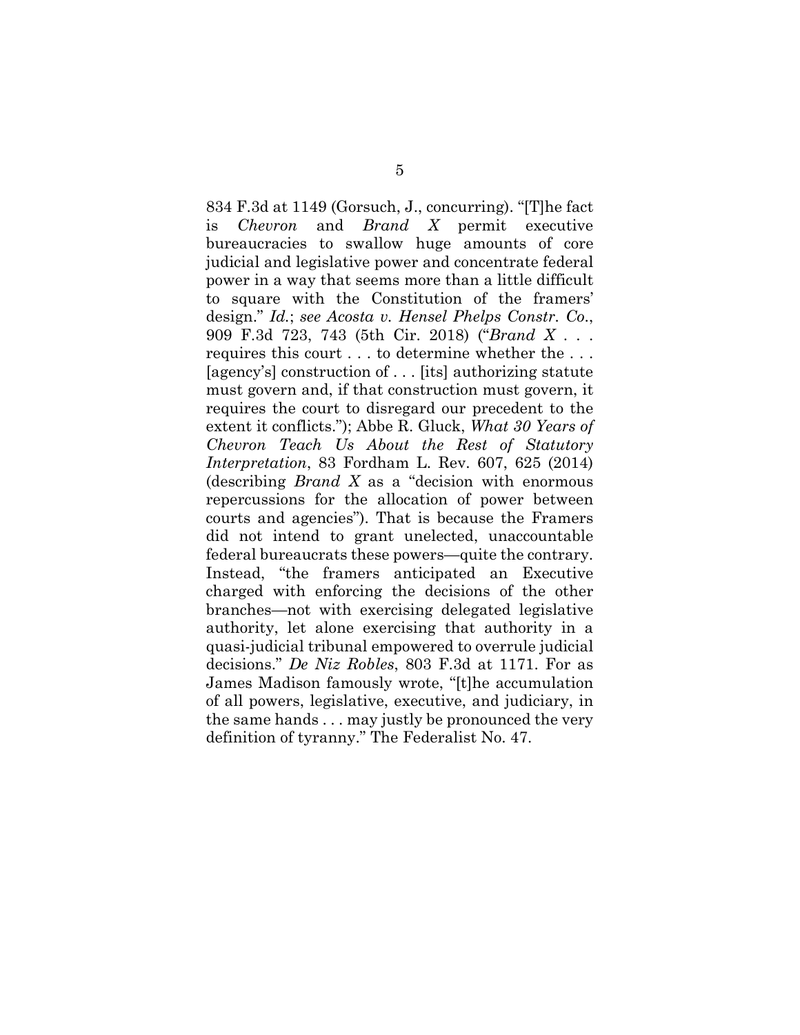834 F.3d at 1149 (Gorsuch, J., concurring). "[T]he fact is *Chevron* and *Brand X* permit executive bureaucracies to swallow huge amounts of core judicial and legislative power and concentrate federal power in a way that seems more than a little difficult to square with the Constitution of the framers' design." *Id.*; *see Acosta v. Hensel Phelps Constr. Co.*, 909 F.3d 723, 743 (5th Cir. 2018) ("*Brand X* . . . requires this court . . . to determine whether the . . . [agency's] construction of . . . [its] authorizing statute must govern and, if that construction must govern, it requires the court to disregard our precedent to the extent it conflicts."); Abbe R. Gluck, *What 30 Years of Chevron Teach Us About the Rest of Statutory Interpretation*, 83 Fordham L. Rev. 607, 625 (2014) (describing *Brand X* as a "decision with enormous repercussions for the allocation of power between courts and agencies"). That is because the Framers did not intend to grant unelected, unaccountable federal bureaucrats these powers—quite the contrary. Instead, "the framers anticipated an Executive charged with enforcing the decisions of the other branches—not with exercising delegated legislative authority, let alone exercising that authority in a quasi-judicial tribunal empowered to overrule judicial decisions." *De Niz Robles*, 803 F.3d at 1171. For as James Madison famously wrote, "[t]he accumulation of all powers, legislative, executive, and judiciary, in the same hands . . . may justly be pronounced the very definition of tyranny." The Federalist No. 47.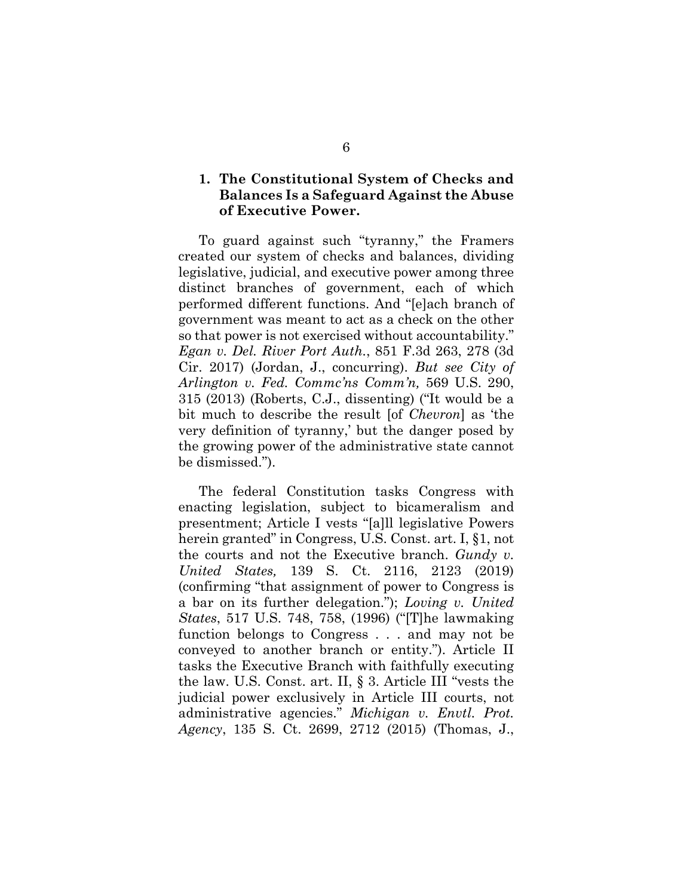### 1. The Constitutional System of Checks and Balances Is a Safeguard Against the Abuse of Executive Power.

To guard against such "tyranny," the Framers created our system of checks and balances, dividing legislative, judicial, and executive power among three distinct branches of government, each of which performed different functions. And "[e]ach branch of government was meant to act as a check on the other so that power is not exercised without accountability." *Egan v. Del. River Port Auth.*, 851 F.3d 263, 278 (3d Cir. 2017) (Jordan, J., concurring). *But see City of Arlington v. Fed. Commc'ns Comm'n,* 569 U.S. 290, 315 (2013) (Roberts, C.J., dissenting) ("It would be a bit much to describe the result [of *Chevron*] as 'the very definition of tyranny,' but the danger posed by the growing power of the administrative state cannot be dismissed.").

The federal Constitution tasks Congress with enacting legislation, subject to bicameralism and presentment; Article I vests "[a]ll legislative Powers herein granted" in Congress, U.S. Const. art. I, §1, not the courts and not the Executive branch. *Gundy v. United States,* 139 S. Ct. 2116, 2123 (2019) (confirming "that assignment of power to Congress is a bar on its further delegation."); *Loving v. United States*, 517 U.S. 748, 758, (1996) ("[T]he lawmaking function belongs to Congress . . . and may not be conveyed to another branch or entity."). Article II tasks the Executive Branch with faithfully executing the law. U.S. Const. art. II, § 3. Article III "vests the judicial power exclusively in Article III courts, not administrative agencies." *Michigan v. Envtl. Prot. Agency*, 135 S. Ct. 2699, 2712 (2015) (Thomas, J.,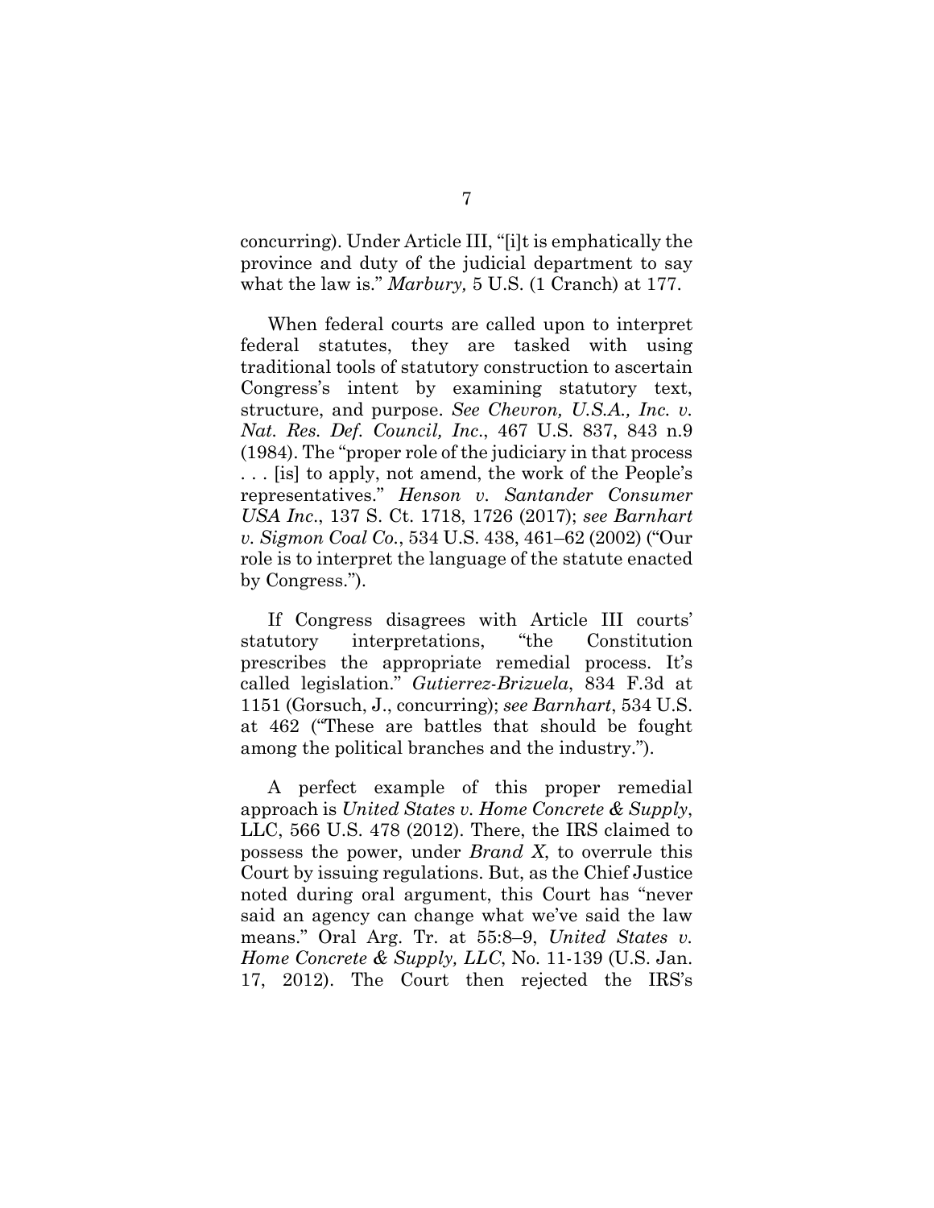concurring). Under Article III, "[i]t is emphatically the province and duty of the judicial department to say what the law is." *Marbury,* 5 U.S. (1 Cranch) at 177.

When federal courts are called upon to interpret federal statutes, they are tasked with using traditional tools of statutory construction to ascertain Congress's intent by examining statutory text, structure, and purpose. *See Chevron, U.S.A., Inc. v. Nat. Res. Def. Council, Inc*., 467 U.S. 837, 843 n.9 (1984). The "proper role of the judiciary in that process . . . [is] to apply, not amend, the work of the People's representatives." *Henson v. Santander Consumer USA Inc*., 137 S. Ct. 1718, 1726 (2017); *see Barnhart v. Sigmon Coal Co*., 534 U.S. 438, 461–62 (2002) ("Our role is to interpret the language of the statute enacted by Congress.").

If Congress disagrees with Article III courts' statutory interpretations, "the Constitution prescribes the appropriate remedial process. It's called legislation." *Gutierrez-Brizuela*, 834 F.3d at 1151 (Gorsuch, J., concurring); *see Barnhart*, 534 U.S. at 462 ("These are battles that should be fought among the political branches and the industry.").

A perfect example of this proper remedial approach is *United States v. Home Concrete & Supply*, LLC, 566 U.S. 478 (2012). There, the IRS claimed to possess the power, under *Brand X*, to overrule this Court by issuing regulations. But, as the Chief Justice noted during oral argument, this Court has "never said an agency can change what we've said the law means." Oral Arg. Tr. at 55:8–9, *United States v. Home Concrete & Supply, LLC*, No. 11-139 (U.S. Jan. 17, 2012). The Court then rejected the IRS's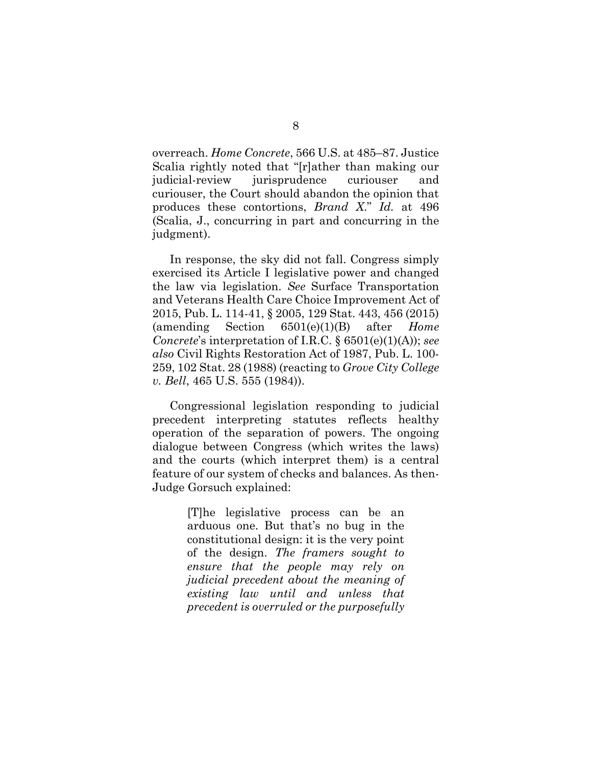overreach. *Home Concrete*, 566 U.S. at 485–87. Justice Scalia rightly noted that "[r]ather than making our judicial-review jurisprudence curiouser and curiouser, the Court should abandon the opinion that produces these contortions, *Brand X*." *Id.* at 496 (Scalia, J., concurring in part and concurring in the judgment).

In response, the sky did not fall. Congress simply exercised its Article I legislative power and changed the law via legislation. *See* Surface Transportation and Veterans Health Care Choice Improvement Act of 2015, Pub. L. 114-41, § 2005, 129 Stat. 443, 456 (2015) (amending Section 6501(e)(1)(B) after *Home Concrete*'s interpretation of I.R.C. § 6501(e)(1)(A)); *see also* Civil Rights Restoration Act of 1987, Pub. L. 100-259, 102 Stat. 28 (1988) (reacting to *Grove City College v. Bell*, 465 U.S. 555 (1984)).

Congressional legislation responding to judicial precedent interpreting statutes reflects healthy operation of the separation of powers. The ongoing dialogue between Congress (which writes the laws) and the courts (which interpret them) is a central feature of our system of checks and balances. As then-Judge Gorsuch explained:

> [T]he legislative process can be an arduous one. But that's no bug in the constitutional design: it is the very point of the design. *The framers sought to ensure that the people may rely on judicial precedent about the meaning of existing law until and unless that precedent is overruled or the purposefully*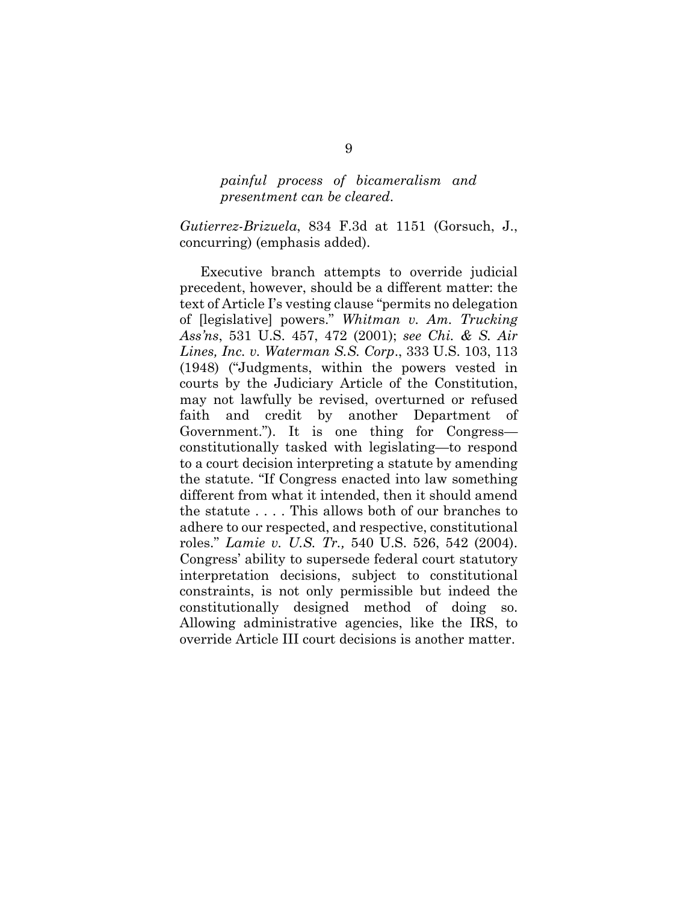> *painful process of bicameralism and presentment can be cleared.*

*Gutierrez-Brizuela*, 834 F.3d at 1151 (Gorsuch, J., concurring) (emphasis added).

Executive branch attempts to override judicial precedent, however, should be a different matter: the text of Article I's vesting clause "permits no delegation of [legislative] powers." *Whitman v. Am. Trucking Ass'ns*, 531 U.S. 457, 472 (2001); *see Chi. & S. Air Lines, Inc. v. Waterman S.S. Corp*., 333 U.S. 103, 113 (1948) ("Judgments, within the powers vested in courts by the Judiciary Article of the Constitution, may not lawfully be revised, overturned or refused faith and credit by another Department of Government."). It is one thing for Congress—constitutionally tasked with legislating—to respond to a court decision interpreting a statute by amending the statute. "If Congress enacted into law something different from what it intended, then it should amend the statute . . . . This allows both of our branches to adhere to our respected, and respective, constitutional roles." *Lamie v. U.S. Tr.,* 540 U.S. 526, 542 (2004). Congress' ability to supersede federal court statutory interpretation decisions, subject to constitutional constraints, is not only permissible but indeed the constitutionally designed method of doing so. Allowing administrative agencies, like the IRS, to override Article III court decisions is another matter.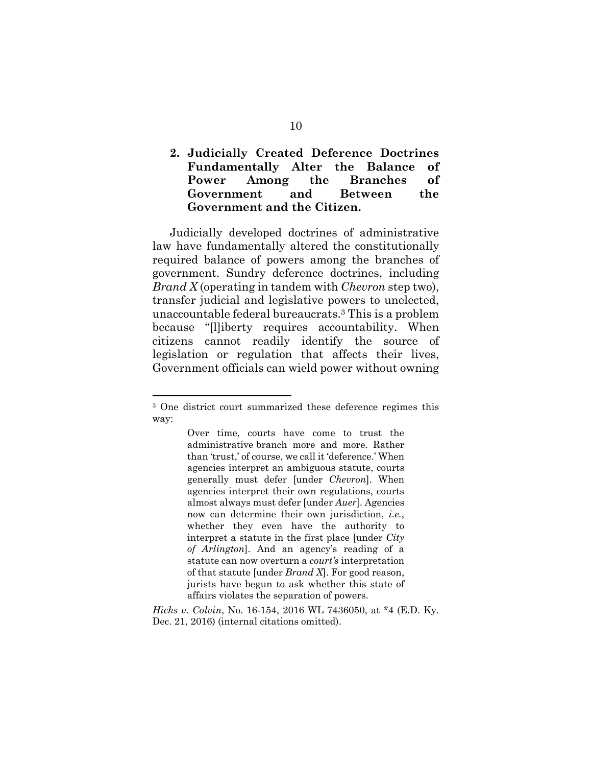### 2. Judicially Created Deference Doctrines Fundamentally Alter the Balance of Power Among the Branches of Government and Between the Government and the Citizen.

Judicially developed doctrines of administrative law have fundamentally altered the constitutionally required balance of powers among the branches of government. Sundry deference doctrines, including *Brand X* (operating in tandem with *Chevron* step two), transfer judicial and legislative powers to unelected, unaccountable federal bureaucrats.[3] This is a problem because "[l]iberty requires accountability. When citizens cannot readily identify the source of legislation or regulation that affects their lives, Government officials can wield power without owning

---

[3] One district court summarized these deference regimes this way:

> Over time, courts have come to trust the administrative branch more and more. Rather than 'trust,' of course, we call it 'deference.' When agencies interpret an ambiguous statute, courts generally must defer [under *Chevron*]. When agencies interpret their own regulations, courts almost always must defer [under *Auer*]. Agencies now can determine their own jurisdiction, *i.e.*, whether they even have the authority to interpret a statute in the first place [under *City of Arlington*]. And an agency's reading of a statute can now overturn a *court's* interpretation of that statute [under *Brand X*]. For good reason, jurists have begun to ask whether this state of affairs violates the separation of powers.

*Hicks v. Colvin*, No. 16-154, 2016 WL 7436050, at *4 (E.D. Ky. Dec. 21, 2016) (internal citations omitted).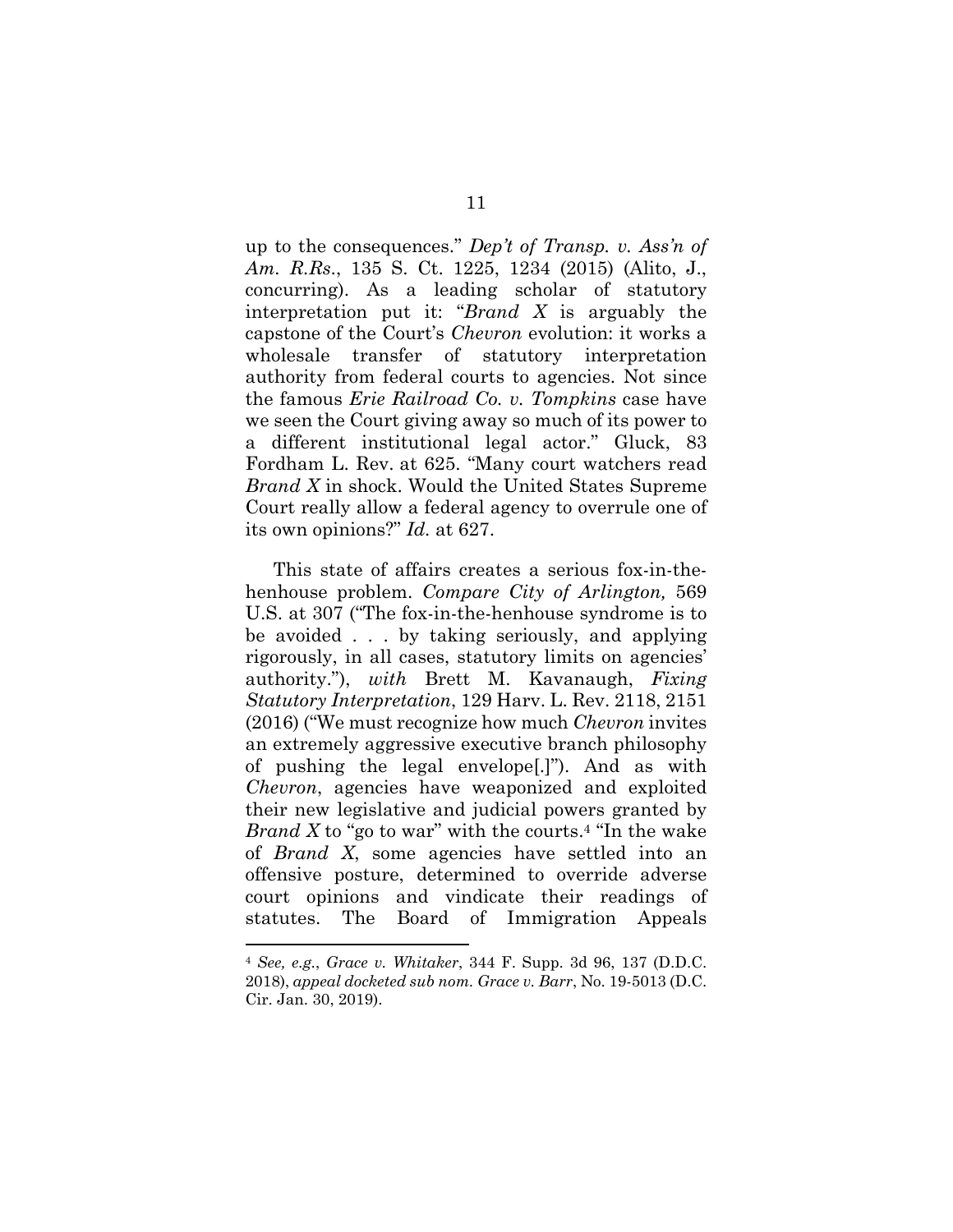up to the consequences." *Dep't of Transp. v. Ass'n of Am. R.Rs.*, 135 S. Ct. 1225, 1234 (2015) (Alito, J., concurring). As a leading scholar of statutory interpretation put it: "*Brand X* is arguably the capstone of the Court's *Chevron* evolution: it works a wholesale transfer of statutory interpretation authority from federal courts to agencies. Not since the famous *Erie Railroad Co. v. Tompkins* case have we seen the Court giving away so much of its power to a different institutional legal actor." Gluck, 83 Fordham L. Rev. at 625. "Many court watchers read *Brand X* in shock. Would the United States Supreme Court really allow a federal agency to overrule one of its own opinions?" *Id.* at 627.

This state of affairs creates a serious fox-in-the-henhouse problem. *Compare City of Arlington,* 569 U.S. at 307 ("The fox-in-the-henhouse syndrome is to be avoided . . . by taking seriously, and applying rigorously, in all cases, statutory limits on agencies' authority."), *with* Brett M. Kavanaugh, *Fixing Statutory Interpretation*, 129 Harv. L. Rev. 2118, 2151 (2016) ("We must recognize how much *Chevron* invites an extremely aggressive executive branch philosophy of pushing the legal envelope[.]"). And as with *Chevron*, agencies have weaponized and exploited their new legislative and judicial powers granted by *Brand X* to "go to war" with the courts.[4] "In the wake of *Brand X*, some agencies have settled into an offensive posture, determined to override adverse court opinions and vindicate their readings of statutes. The Board of Immigration Appeals

[4] *See, e.g.*, *Grace v. Whitaker*, 344 F. Supp. 3d 96, 137 (D.D.C. 2018), *appeal docketed sub nom. Grace v. Barr*, No. 19-5013 (D.C. Cir. Jan. 30, 2019).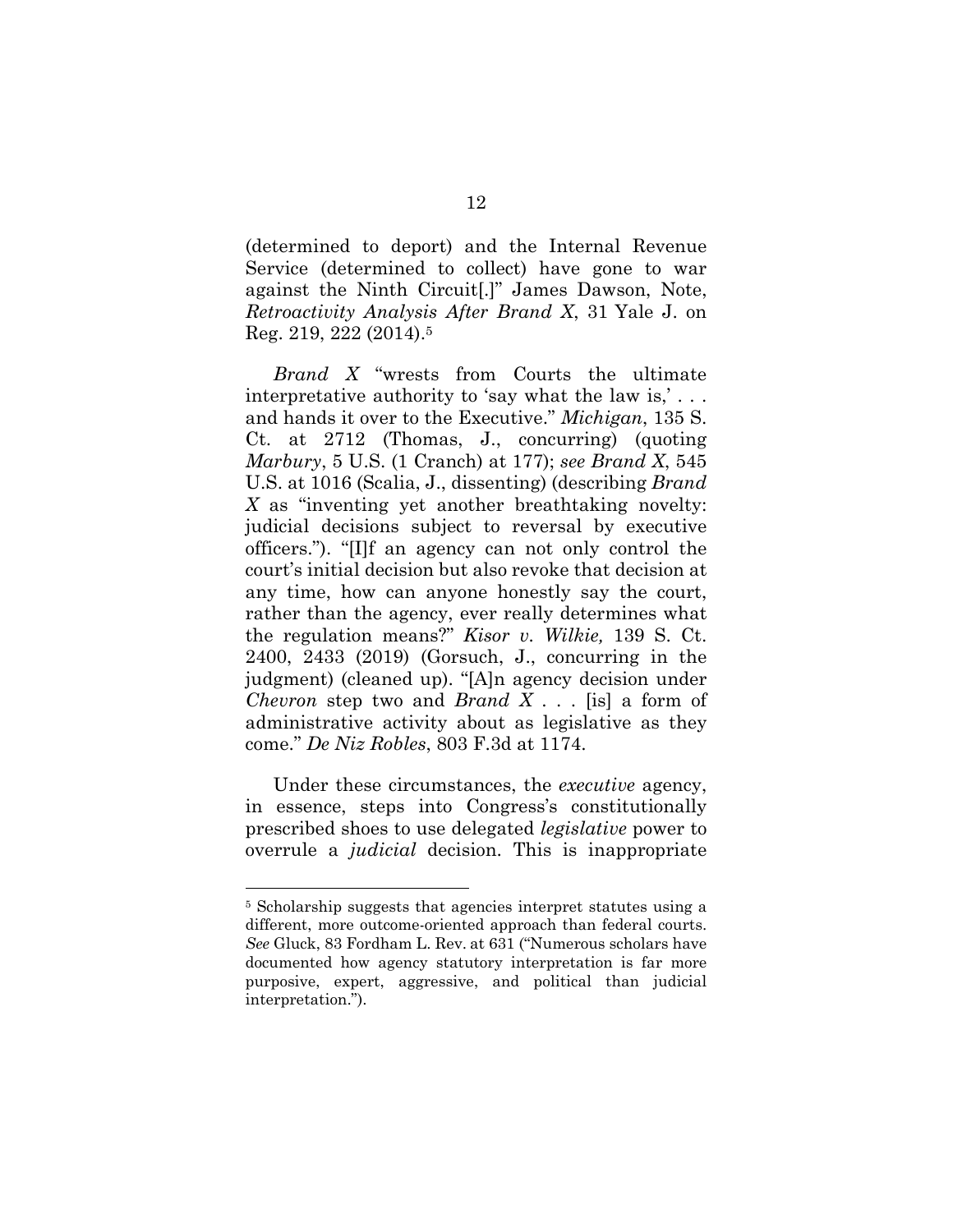(determined to deport) and the Internal Revenue Service (determined to collect) have gone to war against the Ninth Circuit[.]" James Dawson, Note, *Retroactivity Analysis After Brand X*, 31 Yale J. on Reg. 219, 222 (2014).[5]

*Brand X* "wrests from Courts the ultimate interpretative authority to 'say what the law is,' . . . and hands it over to the Executive." *Michigan*, 135 S. Ct. at 2712 (Thomas, J., concurring) (quoting *Marbury*, 5 U.S. (1 Cranch) at 177); *see Brand X*, 545 U.S. at 1016 (Scalia, J., dissenting) (describing *Brand X* as "inventing yet another breathtaking novelty: judicial decisions subject to reversal by executive officers."). "[I]f an agency can not only control the court's initial decision but also revoke that decision at any time, how can anyone honestly say the court, rather than the agency, ever really determines what the regulation means?" *Kisor v. Wilkie,* 139 S. Ct. 2400, 2433 (2019) (Gorsuch, J., concurring in the judgment) (cleaned up). "[A]n agency decision under *Chevron* step two and *Brand X* . . . [is] a form of administrative activity about as legislative as they come." *De Niz Robles*, 803 F.3d at 1174.

Under these circumstances, the *executive* agency, in essence, steps into Congress's constitutionally prescribed shoes to use delegated *legislative* power to overrule a *judicial* decision. This is inappropriate

---

[5] Scholarship suggests that agencies interpret statutes using a different, more outcome-oriented approach than federal courts. *See* Gluck, 83 Fordham L. Rev. at 631 ("Numerous scholars have documented how agency statutory interpretation is far more purposive, expert, aggressive, and political than judicial interpretation.").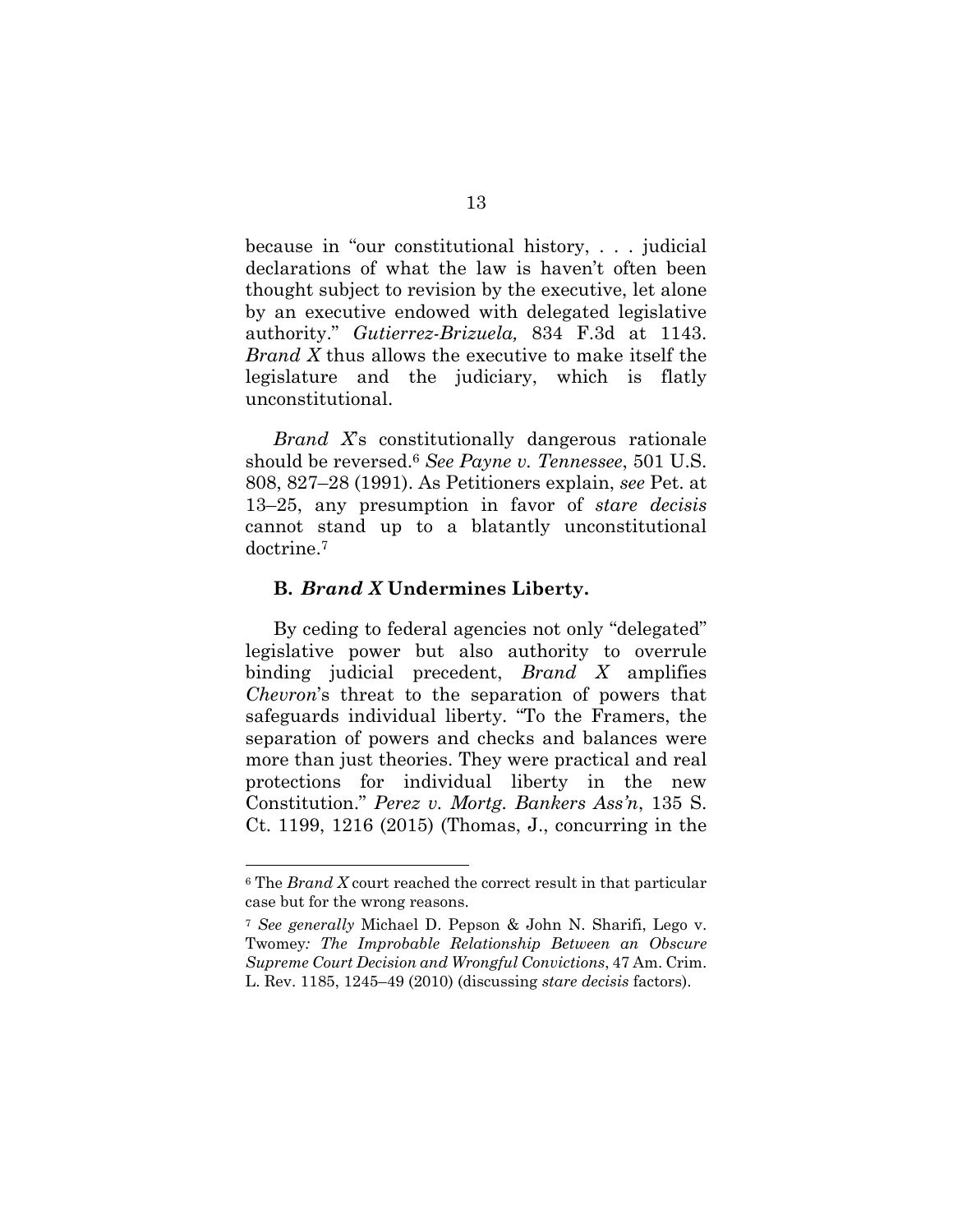because in "our constitutional history, . . . judicial declarations of what the law is haven't often been thought subject to revision by the executive, let alone by an executive endowed with delegated legislative authority." *Gutierrez-Brizuela,* 834 F.3d at 1143. *Brand X* thus allows the executive to make itself the legislature and the judiciary, which is flatly unconstitutional.

*Brand X*'s constitutionally dangerous rationale should be reversed.[6] *See Payne v. Tennessee*, 501 U.S. 808, 827–28 (1991). As Petitioners explain, *see* Pet. at 13–25, any presumption in favor of *stare decisis* cannot stand up to a blatantly unconstitutional doctrine.[7]

### B. *Brand X* Undermines Liberty.

By ceding to federal agencies not only "delegated" legislative power but also authority to overrule binding judicial precedent, *Brand X* amplifies *Chevron*'s threat to the separation of powers that safeguards individual liberty. "To the Framers, the separation of powers and checks and balances were more than just theories. They were practical and real protections for individual liberty in the new Constitution." *Perez v. Mortg. Bankers Ass'n*, 135 S. Ct. 1199, 1216 (2015) (Thomas, J., concurring in the

---

[6] The *Brand X* court reached the correct result in that particular case but for the wrong reasons.

[7] *See generally* Michael D. Pepson & John N. Sharifi, Lego v. Twomey*: The Improbable Relationship Between an Obscure Supreme Court Decision and Wrongful Convictions*, 47 Am. Crim. L. Rev. 1185, 1245–49 (2010) (discussing *stare decisis* factors).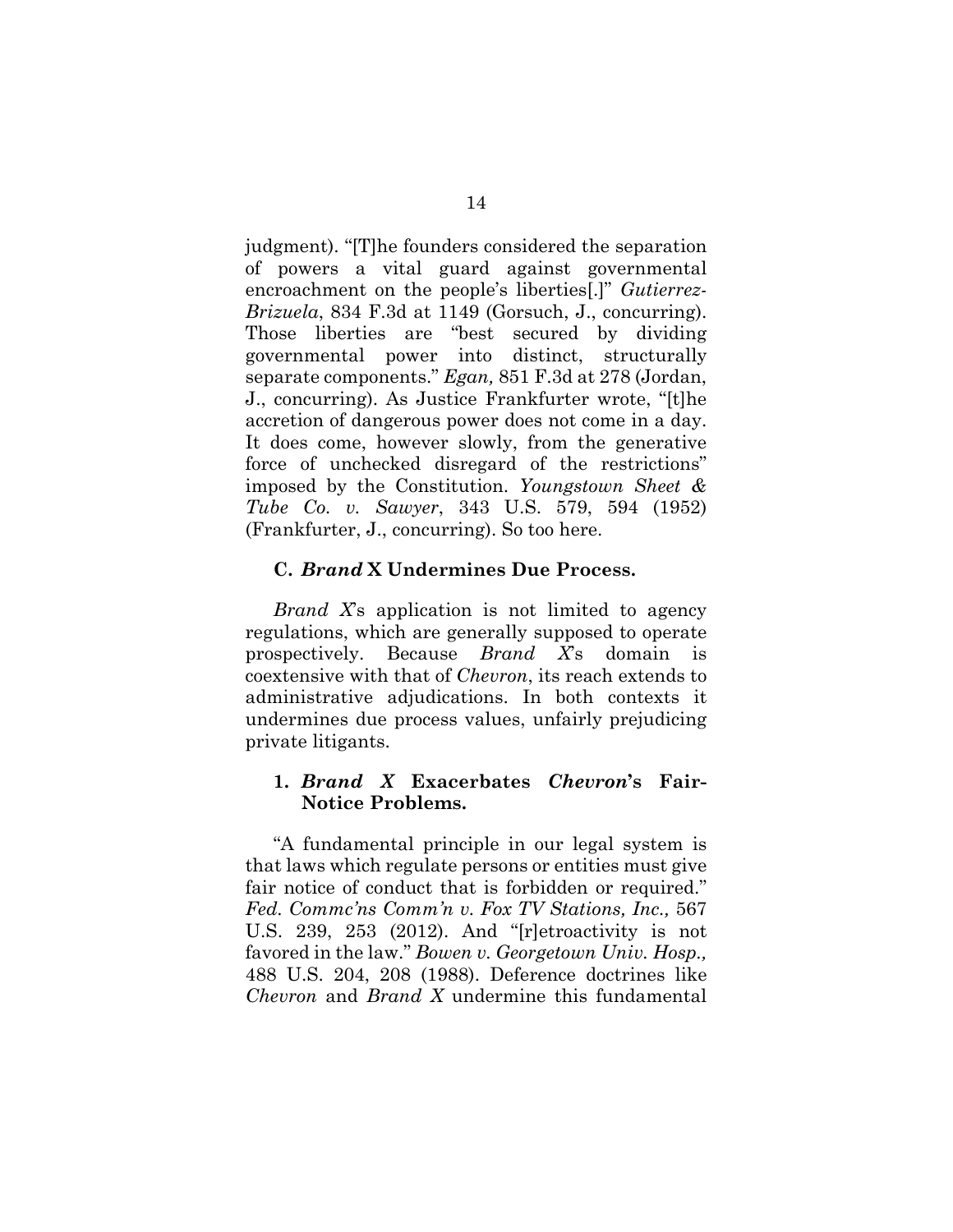judgment). "[T]he founders considered the separation of powers a vital guard against governmental encroachment on the people's liberties[.]" *Gutierrez-Brizuela*, 834 F.3d at 1149 (Gorsuch, J., concurring). Those liberties are "best secured by dividing governmental power into distinct, structurally separate components." *Egan,* 851 F.3d at 278 (Jordan, J., concurring). As Justice Frankfurter wrote, "[t]he accretion of dangerous power does not come in a day. It does come, however slowly, from the generative force of unchecked disregard of the restrictions" imposed by the Constitution. *Youngstown Sheet & Tube Co. v. Sawyer*, 343 U.S. 579, 594 (1952) (Frankfurter, J., concurring). So too here.

### C. *Brand* X Undermines Due Process.

*Brand X*'s application is not limited to agency regulations, which are generally supposed to operate prospectively. Because *Brand X*'s domain is coextensive with that of *Chevron*, its reach extends to administrative adjudications. In both contexts it undermines due process values, unfairly prejudicing private litigants.

#### 1. *Brand X* Exacerbates *Chevron*'s Fair-Notice Problems.

"A fundamental principle in our legal system is that laws which regulate persons or entities must give fair notice of conduct that is forbidden or required." *Fed. Commc'ns Comm'n v. Fox TV Stations, Inc.,* 567 U.S. 239, 253 (2012). And "[r]etroactivity is not favored in the law." *Bowen v. Georgetown Univ. Hosp.,* 488 U.S. 204, 208 (1988). Deference doctrines like *Chevron* and *Brand X* undermine this fundamental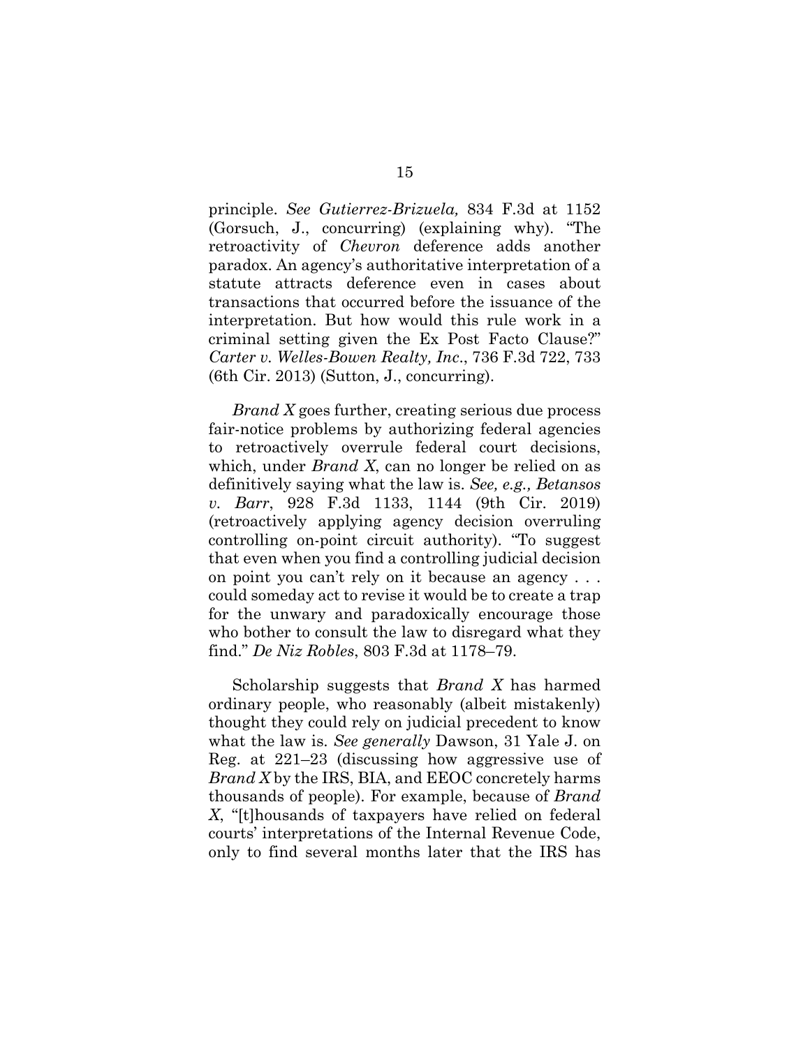principle. *See Gutierrez-Brizuela,* 834 F.3d at 1152 (Gorsuch, J., concurring) (explaining why). "The retroactivity of *Chevron* deference adds another paradox. An agency's authoritative interpretation of a statute attracts deference even in cases about transactions that occurred before the issuance of the interpretation. But how would this rule work in a criminal setting given the Ex Post Facto Clause?" *Carter v. Welles-Bowen Realty, Inc*., 736 F.3d 722, 733 (6th Cir. 2013) (Sutton, J., concurring).

*Brand X* goes further, creating serious due process fair-notice problems by authorizing federal agencies to retroactively overrule federal court decisions, which, under *Brand X*, can no longer be relied on as definitively saying what the law is. *See, e.g., Betansos v. Barr*, 928 F.3d 1133, 1144 (9th Cir. 2019) (retroactively applying agency decision overruling controlling on-point circuit authority). "To suggest that even when you find a controlling judicial decision on point you can't rely on it because an agency . . . could someday act to revise it would be to create a trap for the unwary and paradoxically encourage those who bother to consult the law to disregard what they find." *De Niz Robles*, 803 F.3d at 1178–79.

Scholarship suggests that *Brand X* has harmed ordinary people, who reasonably (albeit mistakenly) thought they could rely on judicial precedent to know what the law is. *See generally* Dawson, 31 Yale J. on Reg. at 221–23 (discussing how aggressive use of *Brand X* by the IRS, BIA, and EEOC concretely harms thousands of people). For example, because of *Brand X*, "[t]housands of taxpayers have relied on federal courts' interpretations of the Internal Revenue Code, only to find several months later that the IRS has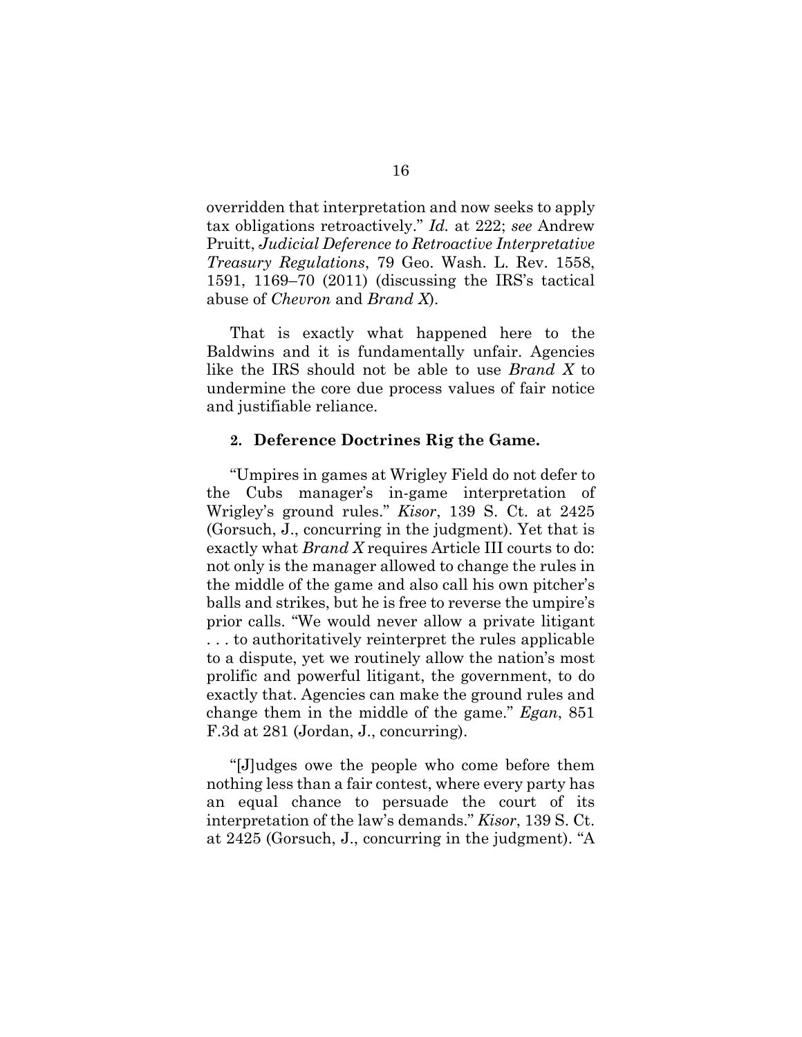overridden that interpretation and now seeks to apply tax obligations retroactively." *Id.* at 222; *see* Andrew Pruitt, *Judicial Deference to Retroactive Interpretative Treasury Regulations*, 79 Geo. Wash. L. Rev. 1558, 1591, 1169–70 (2011) (discussing the IRS's tactical abuse of *Chevron* and *Brand X*).

That is exactly what happened here to the Baldwins and it is fundamentally unfair. Agencies like the IRS should not be able to use *Brand X* to undermine the core due process values of fair notice and justifiable reliance.

### 2. Deference Doctrines Rig the Game.

"Umpires in games at Wrigley Field do not defer to the Cubs manager's in-game interpretation of Wrigley's ground rules." *Kisor*, 139 S. Ct. at 2425 (Gorsuch, J., concurring in the judgment). Yet that is exactly what *Brand X* requires Article III courts to do: not only is the manager allowed to change the rules in the middle of the game and also call his own pitcher's balls and strikes, but he is free to reverse the umpire's prior calls. "We would never allow a private litigant . . . to authoritatively reinterpret the rules applicable to a dispute, yet we routinely allow the nation's most prolific and powerful litigant, the government, to do exactly that. Agencies can make the ground rules and change them in the middle of the game." *Egan*, 851 F.3d at 281 (Jordan, J., concurring).

"[J]udges owe the people who come before them nothing less than a fair contest, where every party has an equal chance to persuade the court of its interpretation of the law's demands." *Kisor*, 139 S. Ct. at 2425 (Gorsuch, J., concurring in the judgment). "A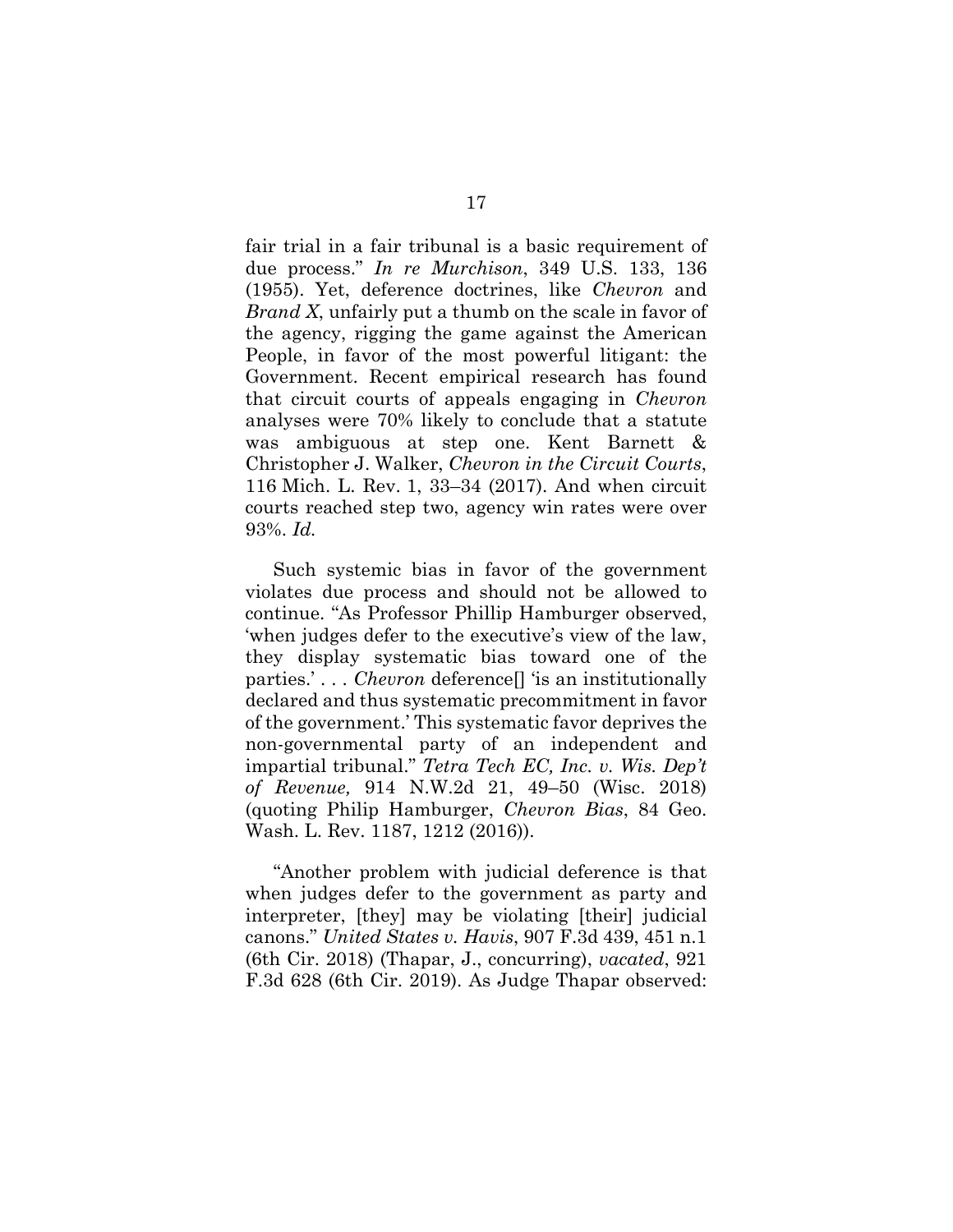fair trial in a fair tribunal is a basic requirement of due process." *In re Murchison*, 349 U.S. 133, 136 (1955). Yet, deference doctrines, like *Chevron* and *Brand X*, unfairly put a thumb on the scale in favor of the agency, rigging the game against the American People, in favor of the most powerful litigant: the Government. Recent empirical research has found that circuit courts of appeals engaging in *Chevron* analyses were 70% likely to conclude that a statute was ambiguous at step one. Kent Barnett & Christopher J. Walker, *Chevron in the Circuit Courts*, 116 Mich. L. Rev. 1, 33–34 (2017). And when circuit courts reached step two, agency win rates were over 93%. *Id.*

Such systemic bias in favor of the government violates due process and should not be allowed to continue. "As Professor Phillip Hamburger observed, 'when judges defer to the executive's view of the law, they display systematic bias toward one of the parties.' . . . *Chevron* deference[] 'is an institutionally declared and thus systematic precommitment in favor of the government.' This systematic favor deprives the non-governmental party of an independent and impartial tribunal." *Tetra Tech EC, Inc. v. Wis. Dep't of Revenue,* 914 N.W.2d 21, 49–50 (Wisc. 2018) (quoting Philip Hamburger, *Chevron Bias*, 84 Geo. Wash. L. Rev. 1187, 1212 (2016)).

"Another problem with judicial deference is that when judges defer to the government as party and interpreter, [they] may be violating [their] judicial canons." *United States v. Havis*, 907 F.3d 439, 451 n.1 (6th Cir. 2018) (Thapar, J., concurring), *vacated*, 921 F.3d 628 (6th Cir. 2019). As Judge Thapar observed: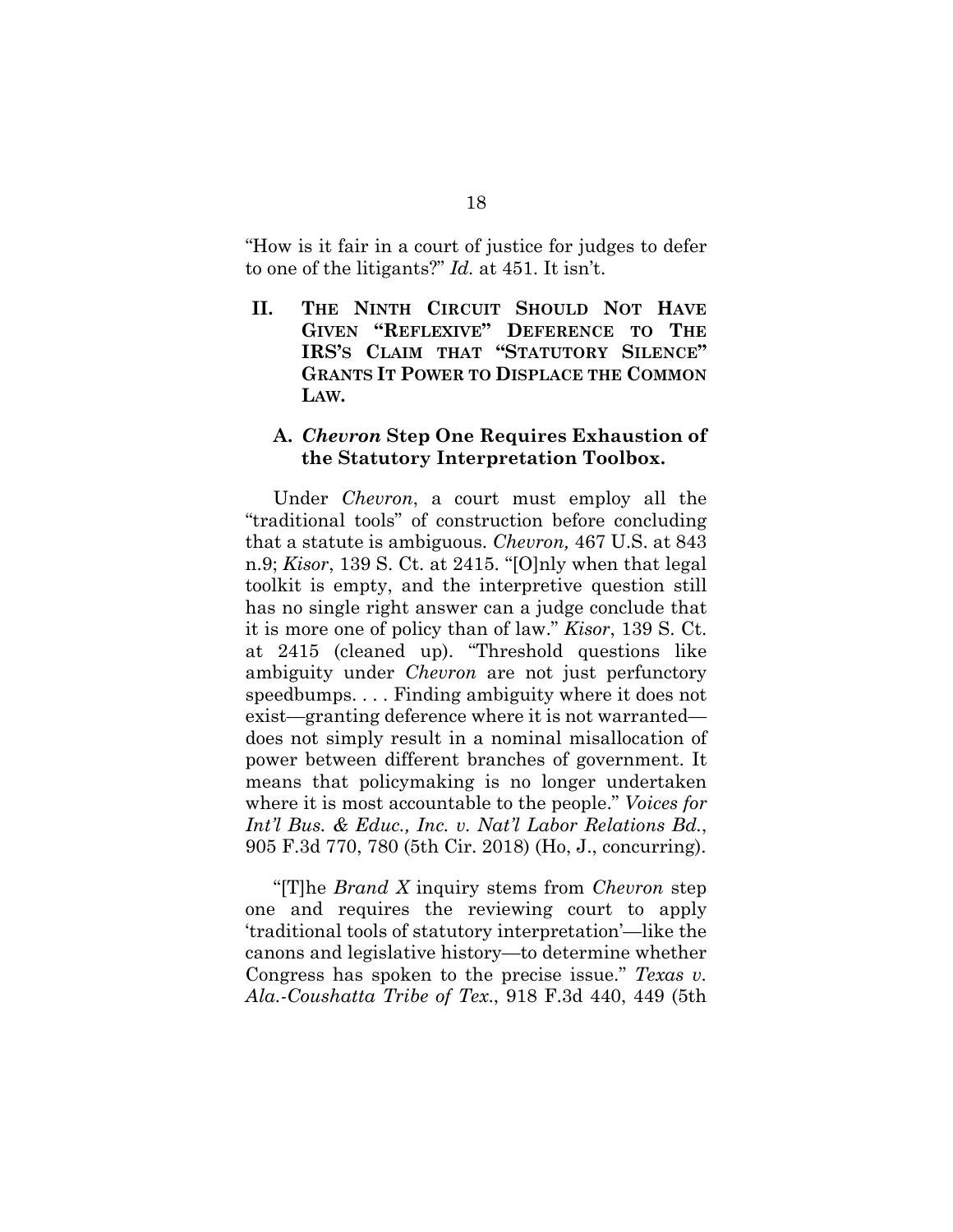"How is it fair in a court of justice for judges to defer to one of the litigants?" *Id.* at 451. It isn't.

## II. THE NINTH CIRCUIT SHOULD NOT HAVE GIVEN "REFLEXIVE" DEFERENCE TO THE IRS'S CLAIM THAT "STATUTORY SILENCE" GRANTS IT POWER TO DISPLACE THE COMMON LAW.

### A. *Chevron* Step One Requires Exhaustion of the Statutory Interpretation Toolbox.

Under *Chevron*, a court must employ all the "traditional tools" of construction before concluding that a statute is ambiguous. *Chevron,* 467 U.S. at 843 n.9; *Kisor*, 139 S. Ct. at 2415. "[O]nly when that legal toolkit is empty, and the interpretive question still has no single right answer can a judge conclude that it is more one of policy than of law." *Kisor*, 139 S. Ct. at 2415 (cleaned up). "Threshold questions like ambiguity under *Chevron* are not just perfunctory speedbumps. . . . Finding ambiguity where it does not exist—granting deference where it is not warranted—does not simply result in a nominal misallocation of power between different branches of government. It means that policymaking is no longer undertaken where it is most accountable to the people." *Voices for Int'l Bus. & Educ., Inc. v. Nat'l Labor Relations Bd.*, 905 F.3d 770, 780 (5th Cir. 2018) (Ho, J., concurring).

"[T]he *Brand X* inquiry stems from *Chevron* step one and requires the reviewing court to apply 'traditional tools of statutory interpretation'—like the canons and legislative history—to determine whether Congress has spoken to the precise issue." *Texas v. Ala.-Coushatta Tribe of Tex.*, 918 F.3d 440, 449 (5th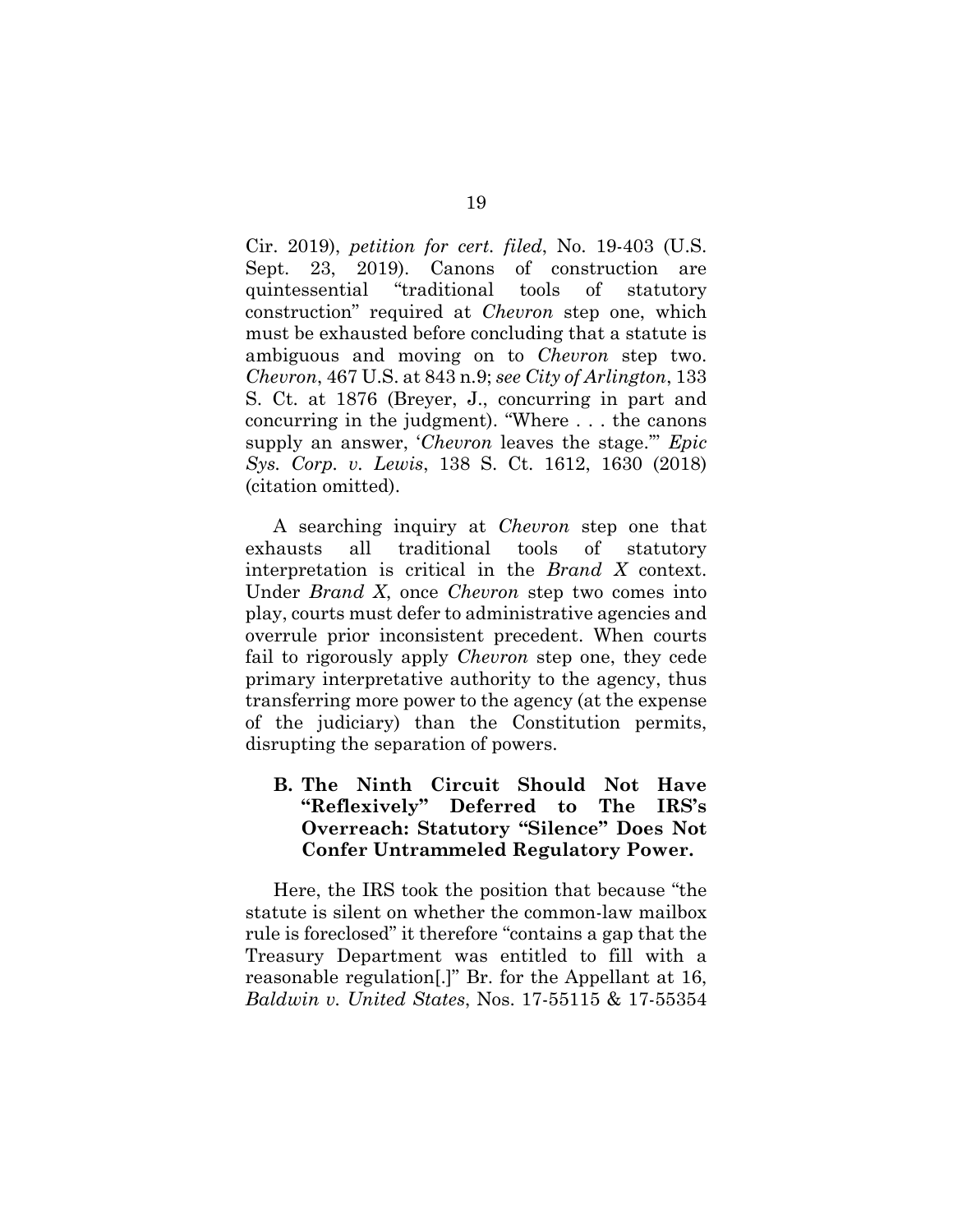Cir. 2019), *petition for cert. filed*, No. 19-403 (U.S. Sept. 23, 2019). Canons of construction are quintessential "traditional tools of statutory construction" required at *Chevron* step one, which must be exhausted before concluding that a statute is ambiguous and moving on to *Chevron* step two. *Chevron*, 467 U.S. at 843 n.9; *see City of Arlington*, 133 S. Ct. at 1876 (Breyer, J., concurring in part and concurring in the judgment). "Where . . . the canons supply an answer, '*Chevron* leaves the stage.'" *Epic Sys. Corp. v. Lewis*, 138 S. Ct. 1612, 1630 (2018) (citation omitted).

A searching inquiry at *Chevron* step one that exhausts all traditional tools of statutory interpretation is critical in the *Brand X* context. Under *Brand X*, once *Chevron* step two comes into play, courts must defer to administrative agencies and overrule prior inconsistent precedent. When courts fail to rigorously apply *Chevron* step one, they cede primary interpretative authority to the agency, thus transferring more power to the agency (at the expense of the judiciary) than the Constitution permits, disrupting the separation of powers.

### B. The Ninth Circuit Should Not Have "Reflexively" Deferred to The IRS's Overreach: Statutory "Silence" Does Not Confer Untrammeled Regulatory Power.

Here, the IRS took the position that because "the statute is silent on whether the common-law mailbox rule is foreclosed" it therefore "contains a gap that the Treasury Department was entitled to fill with a reasonable regulation[.]" Br. for the Appellant at 16, *Baldwin v. United States*, Nos. 17-55115 & 17-55354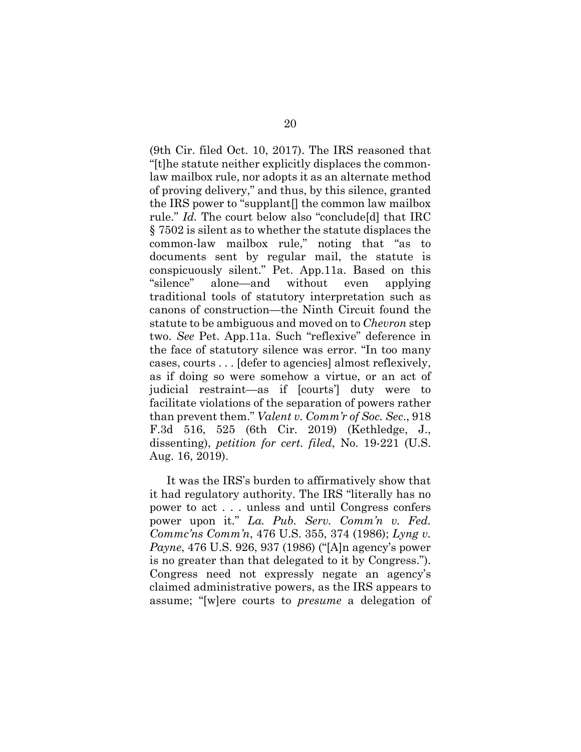(9th Cir. filed Oct. 10, 2017). The IRS reasoned that "[t]he statute neither explicitly displaces the common-law mailbox rule, nor adopts it as an alternate method of proving delivery," and thus, by this silence, granted the IRS power to "supplant[] the common law mailbox rule." *Id.* The court below also "conclude[d] that IRC § 7502 is silent as to whether the statute displaces the common-law mailbox rule," noting that "as to documents sent by regular mail, the statute is conspicuously silent." Pet. App.11a. Based on this "silence" alone—and without even applying traditional tools of statutory interpretation such as canons of construction—the Ninth Circuit found the statute to be ambiguous and moved on to *Chevron* step two. *See* Pet. App.11a. Such "reflexive" deference in the face of statutory silence was error. "In too many cases, courts . . . [defer to agencies] almost reflexively, as if doing so were somehow a virtue, or an act of judicial restraint—as if [courts'] duty were to facilitate violations of the separation of powers rather than prevent them." *Valent v. Comm'r of Soc. Sec.*, 918 F.3d 516, 525 (6th Cir. 2019) (Kethledge, J., dissenting), *petition for cert. filed*, No. 19-221 (U.S. Aug. 16, 2019).

It was the IRS's burden to affirmatively show that it had regulatory authority. The IRS "literally has no power to act . . . unless and until Congress confers power upon it." *La. Pub. Serv. Comm'n v. Fed. Commc'ns Comm'n*, 476 U.S. 355, 374 (1986); *Lyng v. Payne*, 476 U.S. 926, 937 (1986) ("[A]n agency's power is no greater than that delegated to it by Congress."). Congress need not expressly negate an agency's claimed administrative powers, as the IRS appears to assume; "[w]ere courts to *presume* a delegation of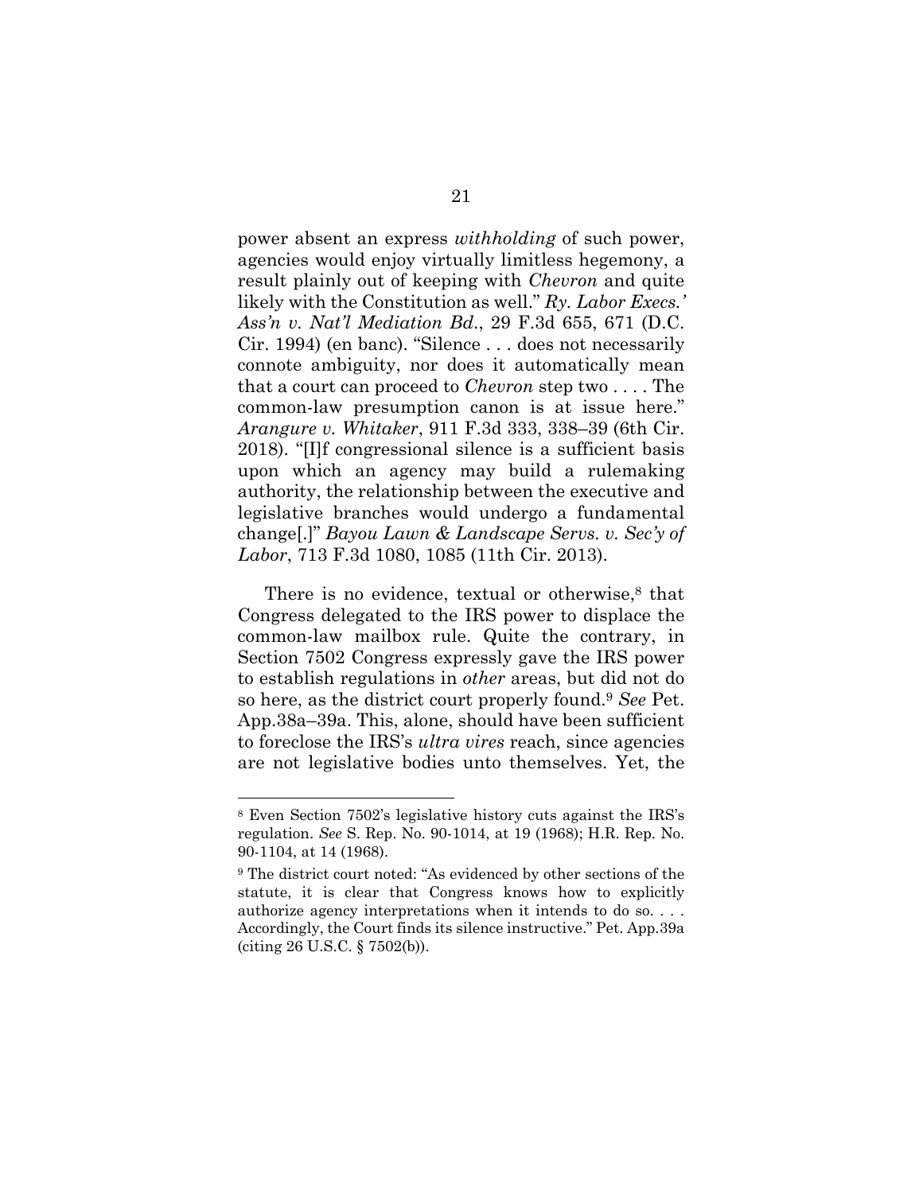power absent an express *withholding* of such power, agencies would enjoy virtually limitless hegemony, a result plainly out of keeping with *Chevron* and quite likely with the Constitution as well." *Ry. Labor Execs.' Ass'n v. Nat'l Mediation Bd*., 29 F.3d 655, 671 (D.C. Cir. 1994) (en banc). "Silence . . . does not necessarily connote ambiguity, nor does it automatically mean that a court can proceed to *Chevron* step two . . . . The common-law presumption canon is at issue here." *Arangure v. Whitaker*, 911 F.3d 333, 338–39 (6th Cir. 2018). "[I]f congressional silence is a sufficient basis upon which an agency may build a rulemaking authority, the relationship between the executive and legislative branches would undergo a fundamental change[.]" *Bayou Lawn & Landscape Servs. v. Sec'y of Labor*, 713 F.3d 1080, 1085 (11th Cir. 2013).

There is no evidence, textual or otherwise,[8] that Congress delegated to the IRS power to displace the common-law mailbox rule. Quite the contrary, in Section 7502 Congress expressly gave the IRS power to establish regulations in *other* areas, but did not do so here, as the district court properly found.[9] *See* Pet. App.38a–39a. This, alone, should have been sufficient to foreclose the IRS's *ultra vires* reach, since agencies are not legislative bodies unto themselves. Yet, the

[8] Even Section 7502's legislative history cuts against the IRS's regulation. *See* S. Rep. No. 90-1014, at 19 (1968); H.R. Rep. No. 90-1104, at 14 (1968).

[9] The district court noted: "As evidenced by other sections of the statute, it is clear that Congress knows how to explicitly authorize agency interpretations when it intends to do so. . . . Accordingly, the Court finds its silence instructive." Pet. App.39a (citing 26 U.S.C. § 7502(b)).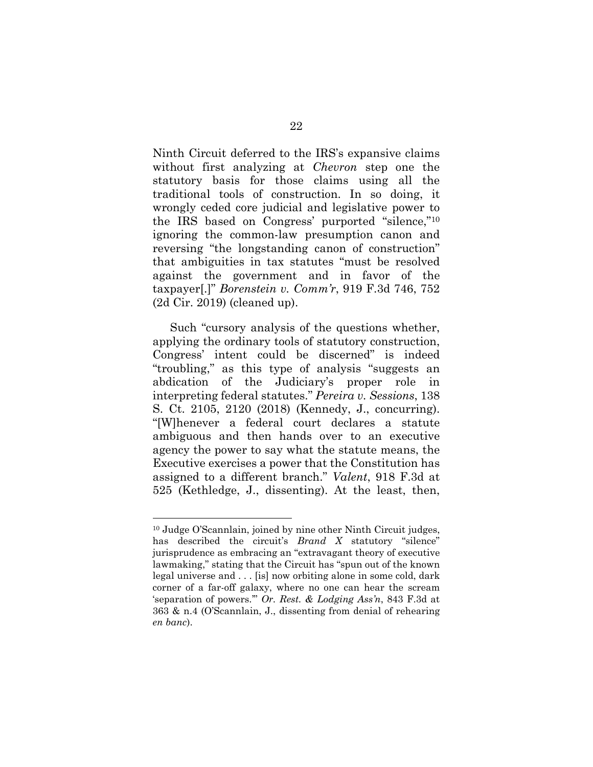Ninth Circuit deferred to the IRS's expansive claims without first analyzing at *Chevron* step one the statutory basis for those claims using all the traditional tools of construction. In so doing, it wrongly ceded core judicial and legislative power to the IRS based on Congress' purported "silence,"[10] ignoring the common-law presumption canon and reversing "the longstanding canon of construction" that ambiguities in tax statutes "must be resolved against the government and in favor of the taxpayer[.]" *Borenstein v. Comm'r*, 919 F.3d 746, 752 (2d Cir. 2019) (cleaned up).

Such "cursory analysis of the questions whether, applying the ordinary tools of statutory construction, Congress' intent could be discerned" is indeed "troubling," as this type of analysis "suggests an abdication of the Judiciary's proper role in interpreting federal statutes." *Pereira v. Sessions*, 138 S. Ct. 2105, 2120 (2018) (Kennedy, J., concurring). "[W]henever a federal court declares a statute ambiguous and then hands over to an executive agency the power to say what the statute means, the Executive exercises a power that the Constitution has assigned to a different branch." *Valent*, 918 F.3d at 525 (Kethledge, J., dissenting). At the least, then,

---

[10] Judge O'Scannlain, joined by nine other Ninth Circuit judges, has described the circuit's *Brand X* statutory "silence" jurisprudence as embracing an "extravagant theory of executive lawmaking," stating that the Circuit has "spun out of the known legal universe and . . . [is] now orbiting alone in some cold, dark corner of a far-off galaxy, where no one can hear the scream 'separation of powers.'" *Or. Rest. & Lodging Ass'n*, 843 F.3d at 363 & n.4 (O'Scannlain, J., dissenting from denial of rehearing *en banc*).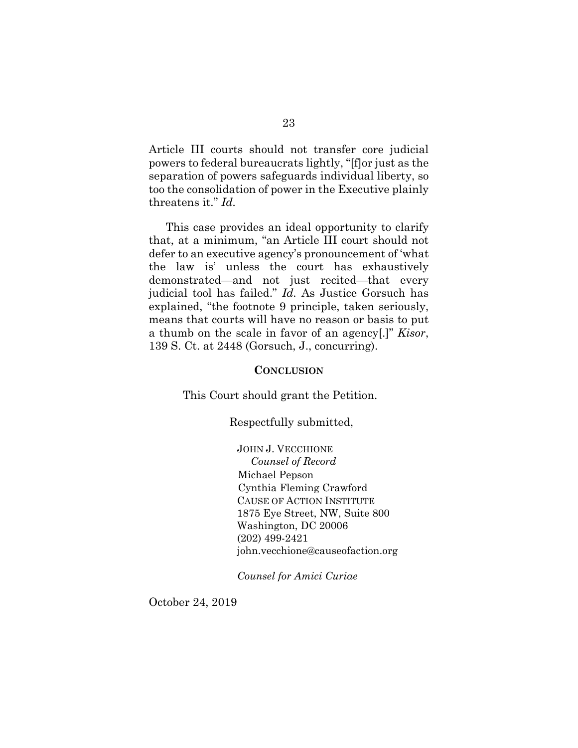Article III courts should not transfer core judicial powers to federal bureaucrats lightly, "[f]or just as the separation of powers safeguards individual liberty, so too the consolidation of power in the Executive plainly threatens it." *Id.*

This case provides an ideal opportunity to clarify that, at a minimum, "an Article III court should not defer to an executive agency's pronouncement of 'what the law is' unless the court has exhaustively demonstrated—and not just recited—that every judicial tool has failed." *Id.* As Justice Gorsuch has explained, "the footnote 9 principle, taken seriously, means that courts will have no reason or basis to put a thumb on the scale in favor of an agency[.]" *Kisor*, 139 S. Ct. at 2448 (Gorsuch, J., concurring).

## CONCLUSION

This Court should grant the Petition.

Respectfully submitted,

JOHN J. VECCHIONE
*Counsel of Record*
Michael Pepson
Cynthia Fleming Crawford
CAUSE OF ACTION INSTITUTE
1875 Eye Street, NW, Suite 800
Washington, DC 20006
(202) 499-2421
john.vecchione@causeofaction.org

*Counsel for Amici Curiae*

October 24, 2019